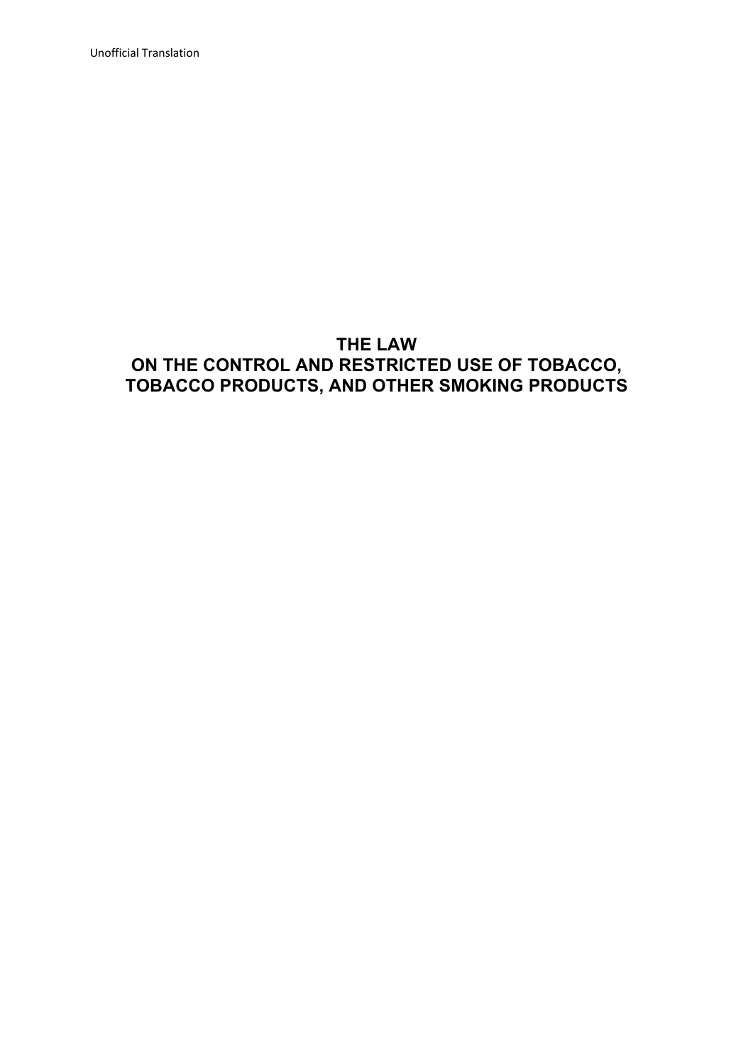Unofficial Translation

# THE LAW
# ON THE CONTROL AND RESTRICTED USE OF TOBACCO, TOBACCO PRODUCTS, AND OTHER SMOKING PRODUCTS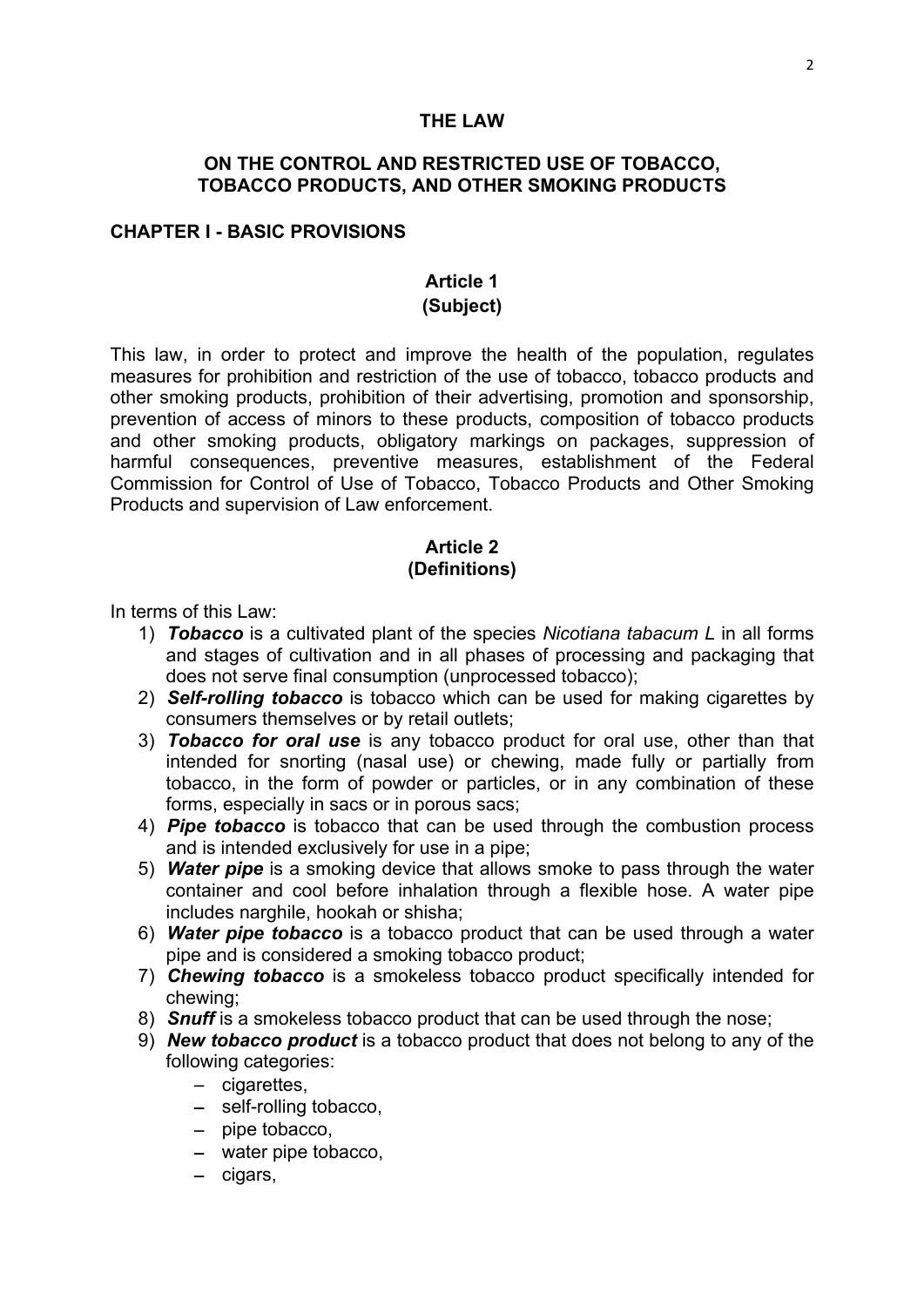# THE LAW

## ON THE CONTROL AND RESTRICTED USE OF TOBACCO, TOBACCO PRODUCTS, AND OTHER SMOKING PRODUCTS

## CHAPTER I - BASIC PROVISIONS

### Article 1
### (Subject)

This law, in order to protect and improve the health of the population, regulates measures for prohibition and restriction of the use of tobacco, tobacco products and other smoking products, prohibition of their advertising, promotion and sponsorship, prevention of access of minors to these products, composition of tobacco products and other smoking products, obligatory markings on packages, suppression of harmful consequences, preventive measures, establishment of the Federal Commission for Control of Use of Tobacco, Tobacco Products and Other Smoking Products and supervision of Law enforcement.

### Article 2
### (Definitions)

In terms of this Law:

1) ***Tobacco*** is a cultivated plant of the species *Nicotiana tabacum L* in all forms and stages of cultivation and in all phases of processing and packaging that does not serve final consumption (unprocessed tobacco);
2) ***Self-rolling tobacco*** is tobacco which can be used for making cigarettes by consumers themselves or by retail outlets;
3) ***Tobacco for oral use*** is any tobacco product for oral use, other than that intended for snorting (nasal use) or chewing, made fully or partially from tobacco, in the form of powder or particles, or in any combination of these forms, especially in sacs or in porous sacs;
4) ***Pipe tobacco*** is tobacco that can be used through the combustion process and is intended exclusively for use in a pipe;
5) ***Water pipe*** is a smoking device that allows smoke to pass through the water container and cool before inhalation through a flexible hose. A water pipe includes narghile, hookah or shisha;
6) ***Water pipe tobacco*** is a tobacco product that can be used through a water pipe and is considered a smoking tobacco product;
7) ***Chewing tobacco*** is a smokeless tobacco product specifically intended for chewing;
8) ***Snuff*** is a smokeless tobacco product that can be used through the nose;
9) ***New tobacco product*** is a tobacco product that does not belong to any of the following categories:
   - cigarettes,
   - self-rolling tobacco,
   - pipe tobacco,
   - water pipe tobacco,
   - cigars,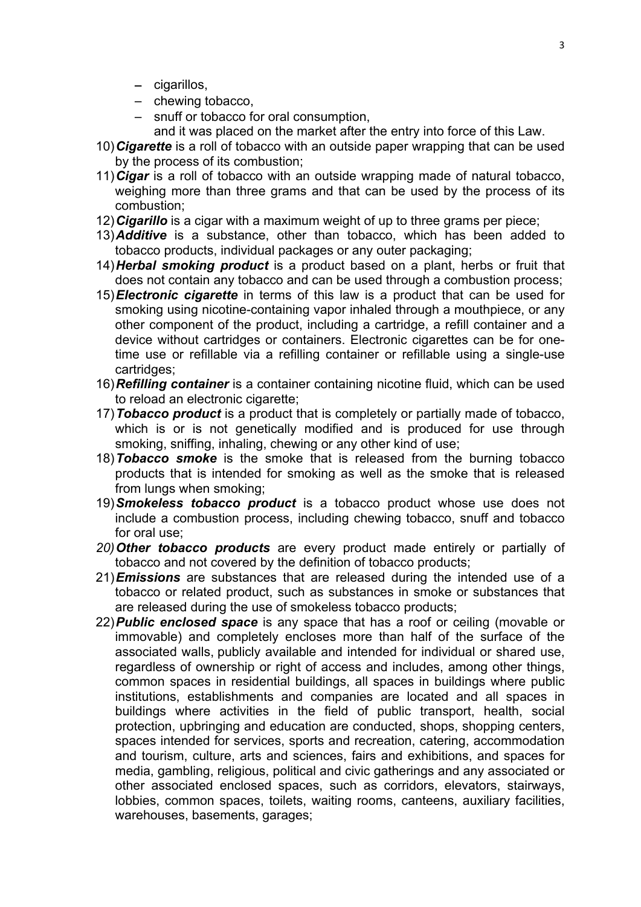- cigarillos,
- chewing tobacco,
- snuff or tobacco for oral consumption,

  and it was placed on the market after the entry into force of this Law.

10) ***Cigarette*** is a roll of tobacco with an outside paper wrapping that can be used by the process of its combustion;
11) ***Cigar*** is a roll of tobacco with an outside wrapping made of natural tobacco, weighing more than three grams and that can be used by the process of its combustion;
12) ***Cigarillo*** is a cigar with a maximum weight of up to three grams per piece;
13) ***Additive*** is a substance, other than tobacco, which has been added to tobacco products, individual packages or any outer packaging;
14) ***Herbal smoking product*** is a product based on a plant, herbs or fruit that does not contain any tobacco and can be used through a combustion process;
15) ***Electronic cigarette*** in terms of this law is a product that can be used for smoking using nicotine-containing vapor inhaled through a mouthpiece, or any other component of the product, including a cartridge, a refill container and a device without cartridges or containers. Electronic cigarettes can be for one-time use or refillable via a refilling container or refillable using a single-use cartridges;
16) ***Refilling container*** is a container containing nicotine fluid, which can be used to reload an electronic cigarette;
17) ***Tobacco product*** is a product that is completely or partially made of tobacco, which is or is not genetically modified and is produced for use through smoking, sniffing, inhaling, chewing or any other kind of use;
18) ***Tobacco smoke*** is the smoke that is released from the burning tobacco products that is intended for smoking as well as the smoke that is released from lungs when smoking;
19) ***Smokeless tobacco product*** is a tobacco product whose use does not include a combustion process, including chewing tobacco, snuff and tobacco for oral use;
20) ***Other tobacco products*** are every product made entirely or partially of tobacco and not covered by the definition of tobacco products;
21) ***Emissions*** are substances that are released during the intended use of a tobacco or related product, such as substances in smoke or substances that are released during the use of smokeless tobacco products;
22) ***Public enclosed space*** is any space that has a roof or ceiling (movable or immovable) and completely encloses more than half of the surface of the associated walls, publicly available and intended for individual or shared use, regardless of ownership or right of access and includes, among other things, common spaces in residential buildings, all spaces in buildings where public institutions, establishments and companies are located and all spaces in buildings where activities in the field of public transport, health, social protection, upbringing and education are conducted, shops, shopping centers, spaces intended for services, sports and recreation, catering, accommodation and tourism, culture, arts and sciences, fairs and exhibitions, and spaces for media, gambling, religious, political and civic gatherings and any associated or other associated enclosed spaces, such as corridors, elevators, stairways, lobbies, common spaces, toilets, waiting rooms, canteens, auxiliary facilities, warehouses, basements, garages;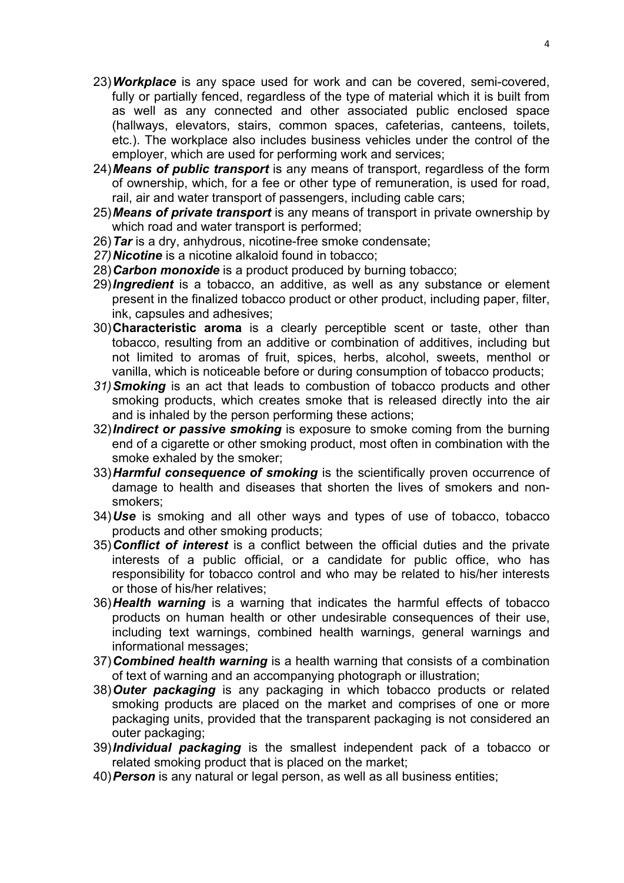23) ***Workplace*** is any space used for work and can be covered, semi-covered, fully or partially fenced, regardless of the type of material which it is built from as well as any connected and other associated public enclosed space (hallways, elevators, stairs, common spaces, cafeterias, canteens, toilets, etc.). The workplace also includes business vehicles under the control of the employer, which are used for performing work and services;
24) ***Means of public transport*** is any means of transport, regardless of the form of ownership, which, for a fee or other type of remuneration, is used for road, rail, air and water transport of passengers, including cable cars;
25) ***Means of private transport*** is any means of transport in private ownership by which road and water transport is performed;
26) ***Tar*** is a dry, anhydrous, nicotine-free smoke condensate;
27) ***Nicotine*** is a nicotine alkaloid found in tobacco;
28) ***Carbon monoxide*** is a product produced by burning tobacco;
29) ***Ingredient*** is a tobacco, an additive, as well as any substance or element present in the finalized tobacco product or other product, including paper, filter, ink, capsules and adhesives;
30) **Characteristic aroma** is a clearly perceptible scent or taste, other than tobacco, resulting from an additive or combination of additives, including but not limited to aromas of fruit, spices, herbs, alcohol, sweets, menthol or vanilla, which is noticeable before or during consumption of tobacco products;
31) ***Smoking*** is an act that leads to combustion of tobacco products and other smoking products, which creates smoke that is released directly into the air and is inhaled by the person performing these actions;
32) ***Indirect or passive smoking*** is exposure to smoke coming from the burning end of a cigarette or other smoking product, most often in combination with the smoke exhaled by the smoker;
33) ***Harmful consequence of smoking*** is the scientifically proven occurrence of damage to health and diseases that shorten the lives of smokers and non-smokers;
34) ***Use*** is smoking and all other ways and types of use of tobacco, tobacco products and other smoking products;
35) ***Conflict of interest*** is a conflict between the official duties and the private interests of a public official, or a candidate for public office, who has responsibility for tobacco control and who may be related to his/her interests or those of his/her relatives;
36) ***Health warning*** is a warning that indicates the harmful effects of tobacco products on human health or other undesirable consequences of their use, including text warnings, combined health warnings, general warnings and informational messages;
37) ***Combined health warning*** is a health warning that consists of a combination of text of warning and an accompanying photograph or illustration;
38) ***Outer packaging*** is any packaging in which tobacco products or related smoking products are placed on the market and comprises of one or more packaging units, provided that the transparent packaging is not considered an outer packaging;
39) ***Individual packaging*** is the smallest independent pack of a tobacco or related smoking product that is placed on the market;
40) ***Person*** is any natural or legal person, as well as all business entities;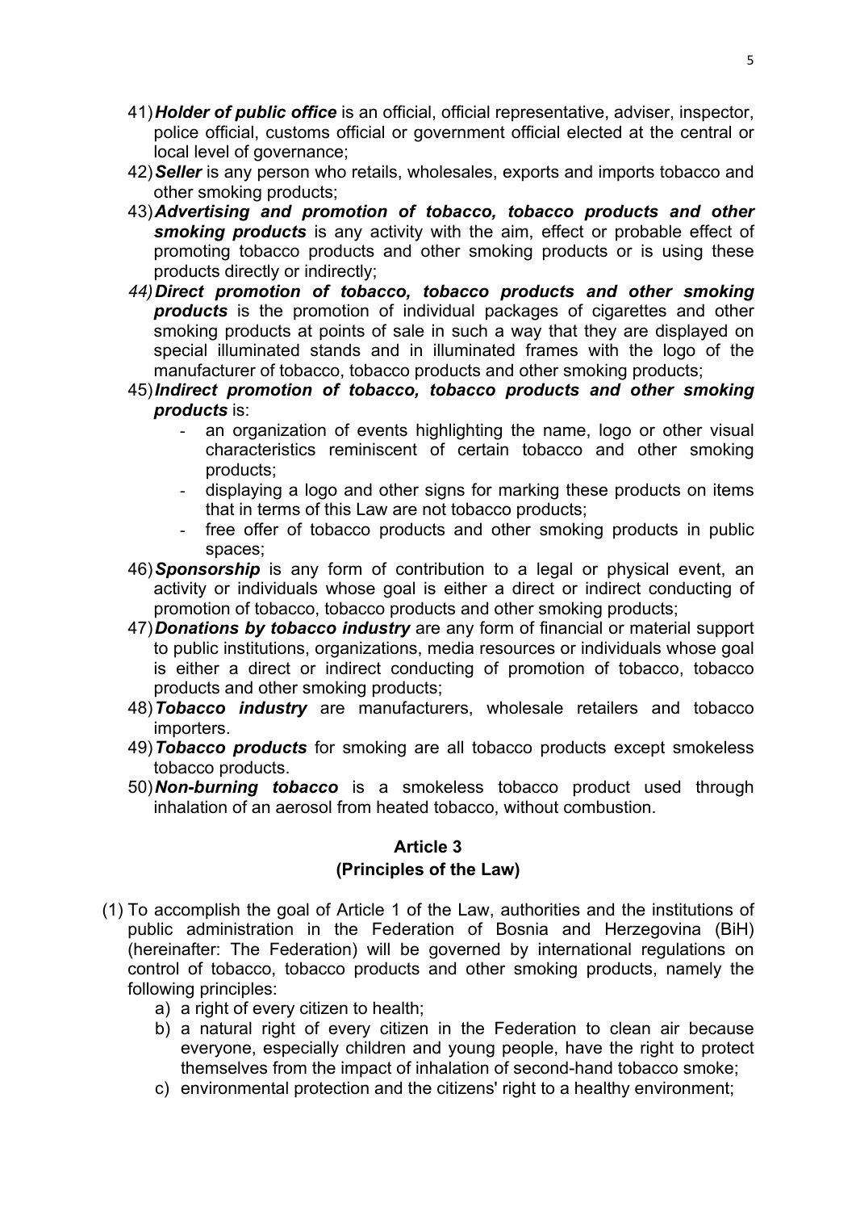41) ***Holder of public office*** is an official, official representative, adviser, inspector, police official, customs official or government official elected at the central or local level of governance;
42) ***Seller*** is any person who retails, wholesales, exports and imports tobacco and other smoking products;
43) ***Advertising and promotion of tobacco, tobacco products and other smoking products*** is any activity with the aim, effect or probable effect of promoting tobacco products and other smoking products or is using these products directly or indirectly;
44) ***Direct promotion of tobacco, tobacco products and other smoking products*** is the promotion of individual packages of cigarettes and other smoking products at points of sale in such a way that they are displayed on special illuminated stands and in illuminated frames with the logo of the manufacturer of tobacco, tobacco products and other smoking products;
45) ***Indirect promotion of tobacco, tobacco products and other smoking products*** is:
    - an organization of events highlighting the name, logo or other visual characteristics reminiscent of certain tobacco and other smoking products;
    - displaying a logo and other signs for marking these products on items that in terms of this Law are not tobacco products;
    - free offer of tobacco products and other smoking products in public spaces;
46) ***Sponsorship*** is any form of contribution to a legal or physical event, an activity or individuals whose goal is either a direct or indirect conducting of promotion of tobacco, tobacco products and other smoking products;
47) ***Donations by tobacco industry*** are any form of financial or material support to public institutions, organizations, media resources or individuals whose goal is either a direct or indirect conducting of promotion of tobacco, tobacco products and other smoking products;
48) ***Tobacco industry*** are manufacturers, wholesale retailers and tobacco importers.
49) ***Tobacco products*** for smoking are all tobacco products except smokeless tobacco products.
50) ***Non-burning tobacco*** is a smokeless tobacco product used through inhalation of an aerosol from heated tobacco, without combustion.

## Article 3
## (Principles of the Law)

(1) To accomplish the goal of Article 1 of the Law, authorities and the institutions of public administration in the Federation of Bosnia and Herzegovina (BiH) (hereinafter: The Federation) will be governed by international regulations on control of tobacco, tobacco products and other smoking products, namely the following principles:
   a) a right of every citizen to health;
   b) a natural right of every citizen in the Federation to clean air because everyone, especially children and young people, have the right to protect themselves from the impact of inhalation of second-hand tobacco smoke;
   c) environmental protection and the citizens' right to a healthy environment;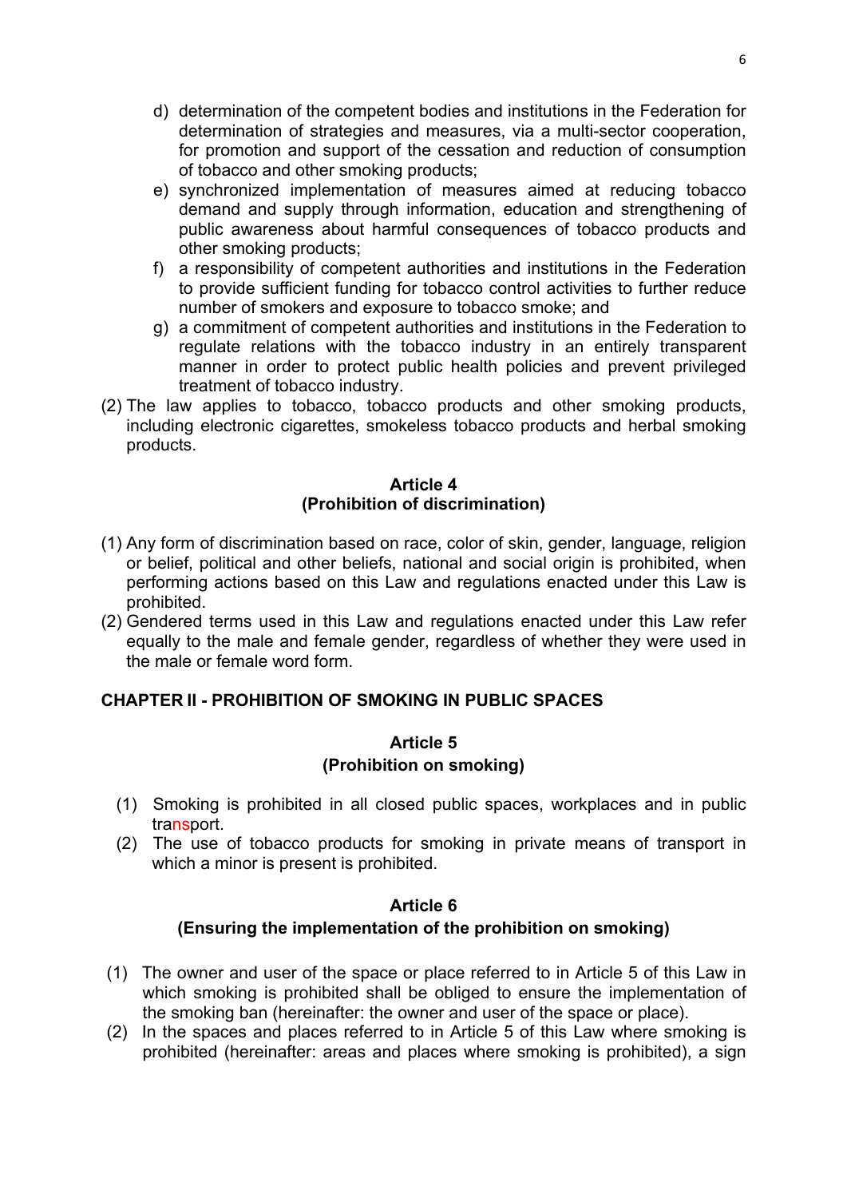d) determination of the competent bodies and institutions in the Federation for determination of strategies and measures, via a multi-sector cooperation, for promotion and support of the cessation and reduction of consumption of tobacco and other smoking products;
e) synchronized implementation of measures aimed at reducing tobacco demand and supply through information, education and strengthening of public awareness about harmful consequences of tobacco products and other smoking products;
f) a responsibility of competent authorities and institutions in the Federation to provide sufficient funding for tobacco control activities to further reduce number of smokers and exposure to tobacco smoke; and
g) a commitment of competent authorities and institutions in the Federation to regulate relations with the tobacco industry in an entirely transparent manner in order to protect public health policies and prevent privileged treatment of tobacco industry.

(2) The law applies to tobacco, tobacco products and other smoking products, including electronic cigarettes, smokeless tobacco products and herbal smoking products.

**Article 4**
**(Prohibition of discrimination)**

(1) Any form of discrimination based on race, color of skin, gender, language, religion or belief, political and other beliefs, national and social origin is prohibited, when performing actions based on this Law and regulations enacted under this Law is prohibited.
(2) Gendered terms used in this Law and regulations enacted under this Law refer equally to the male and female gender, regardless of whether they were used in the male or female word form.

## CHAPTER II - PROHIBITION OF SMOKING IN PUBLIC SPACES

**Article 5**
**(Prohibition on smoking)**

(1) Smoking is prohibited in all closed public spaces, workplaces and in public transport.
(2) The use of tobacco products for smoking in private means of transport in which a minor is present is prohibited.

**Article 6**
**(Ensuring the implementation of the prohibition on smoking)**

(1) The owner and user of the space or place referred to in Article 5 of this Law in which smoking is prohibited shall be obliged to ensure the implementation of the smoking ban (hereinafter: the owner and user of the space or place).
(2) In the spaces and places referred to in Article 5 of this Law where smoking is prohibited (hereinafter: areas and places where smoking is prohibited), a sign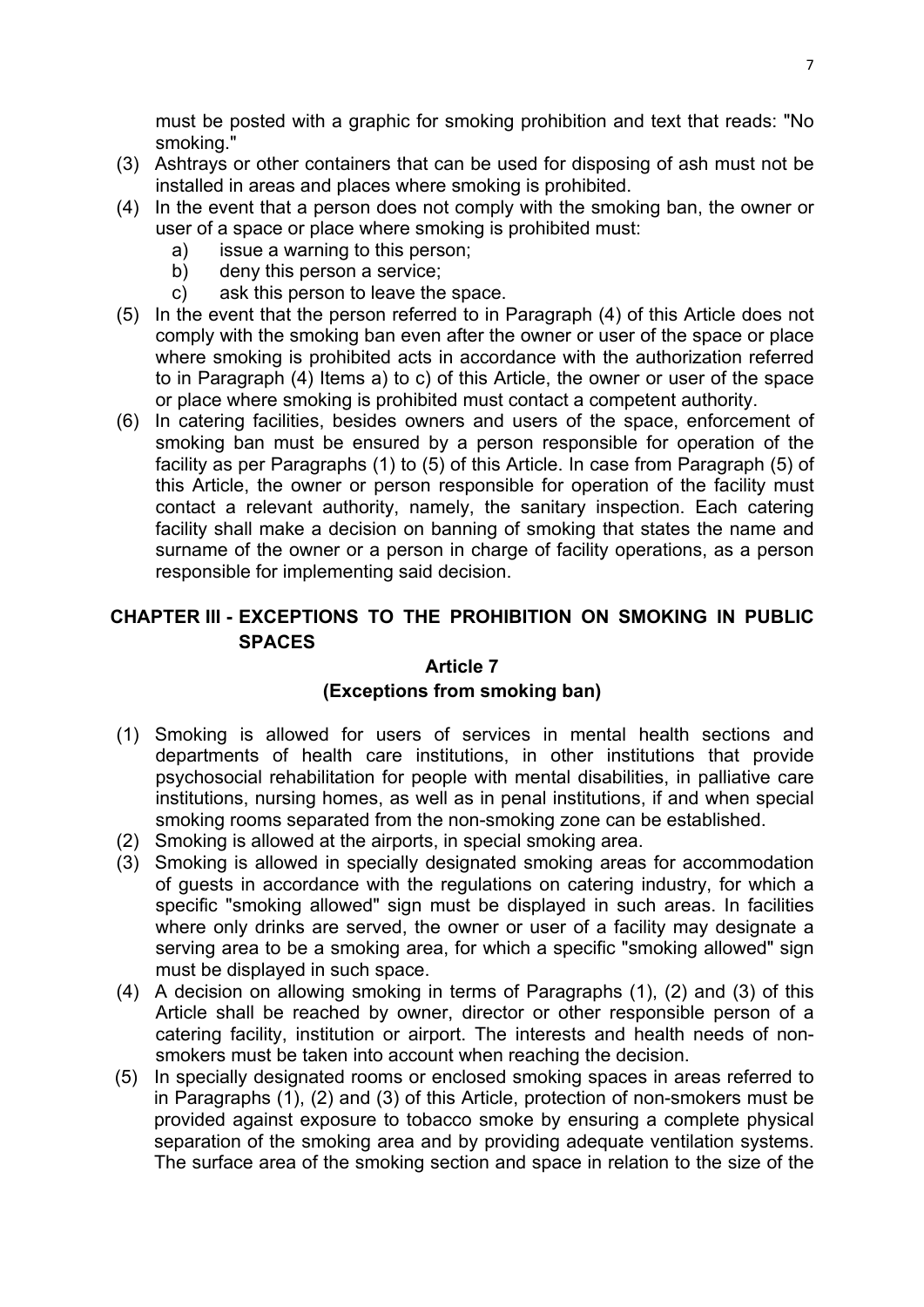must be posted with a graphic for smoking prohibition and text that reads: "No smoking."

(3) Ashtrays or other containers that can be used for disposing of ash must not be installed in areas and places where smoking is prohibited.

(4) In the event that a person does not comply with the smoking ban, the owner or user of a space or place where smoking is prohibited must:

a) issue a warning to this person;
b) deny this person a service;
c) ask this person to leave the space.

(5) In the event that the person referred to in Paragraph (4) of this Article does not comply with the smoking ban even after the owner or user of the space or place where smoking is prohibited acts in accordance with the authorization referred to in Paragraph (4) Items a) to c) of this Article, the owner or user of the space or place where smoking is prohibited must contact a competent authority.

(6) In catering facilities, besides owners and users of the space, enforcement of smoking ban must be ensured by a person responsible for operation of the facility as per Paragraphs (1) to (5) of this Article. In case from Paragraph (5) of this Article, the owner or person responsible for operation of the facility must contact a relevant authority, namely, the sanitary inspection. Each catering facility shall make a decision on banning of smoking that states the name and surname of the owner or a person in charge of facility operations, as a person responsible for implementing said decision.

## CHAPTER III - EXCEPTIONS TO THE PROHIBITION ON SMOKING IN PUBLIC SPACES

### Article 7
### (Exceptions from smoking ban)

(1) Smoking is allowed for users of services in mental health sections and departments of health care institutions, in other institutions that provide psychosocial rehabilitation for people with mental disabilities, in palliative care institutions, nursing homes, as well as in penal institutions, if and when special smoking rooms separated from the non-smoking zone can be established.

(2) Smoking is allowed at the airports, in special smoking area.

(3) Smoking is allowed in specially designated smoking areas for accommodation of guests in accordance with the regulations on catering industry, for which a specific "smoking allowed" sign must be displayed in such areas. In facilities where only drinks are served, the owner or user of a facility may designate a serving area to be a smoking area, for which a specific "smoking allowed" sign must be displayed in such space.

(4) A decision on allowing smoking in terms of Paragraphs (1), (2) and (3) of this Article shall be reached by owner, director or other responsible person of a catering facility, institution or airport. The interests and health needs of non-smokers must be taken into account when reaching the decision.

(5) In specially designated rooms or enclosed smoking spaces in areas referred to in Paragraphs (1), (2) and (3) of this Article, protection of non-smokers must be provided against exposure to tobacco smoke by ensuring a complete physical separation of the smoking area and by providing adequate ventilation systems. The surface area of the smoking section and space in relation to the size of the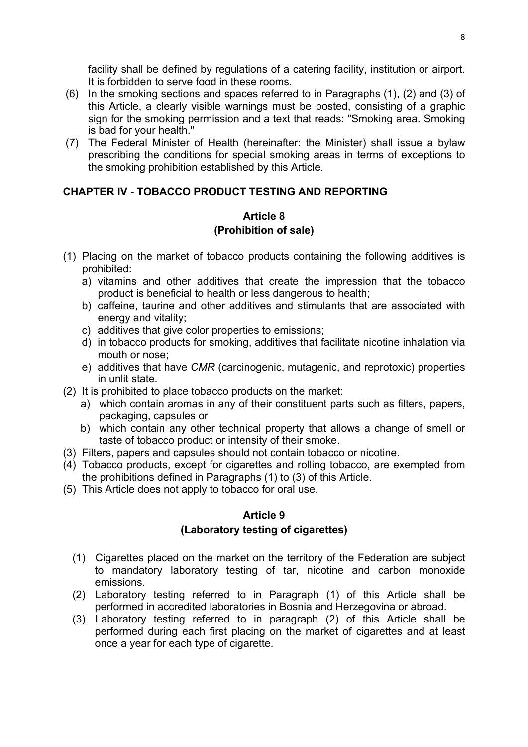facility shall be defined by regulations of a catering facility, institution or airport. It is forbidden to serve food in these rooms.

(6) In the smoking sections and spaces referred to in Paragraphs (1), (2) and (3) of this Article, a clearly visible warnings must be posted, consisting of a graphic sign for the smoking permission and a text that reads: "Smoking area. Smoking is bad for your health."

(7) The Federal Minister of Health (hereinafter: the Minister) shall issue a bylaw prescribing the conditions for special smoking areas in terms of exceptions to the smoking prohibition established by this Article.

## CHAPTER IV - TOBACCO PRODUCT TESTING AND REPORTING

### Article 8
### (Prohibition of sale)

(1) Placing on the market of tobacco products containing the following additives is prohibited:
   a) vitamins and other additives that create the impression that the tobacco product is beneficial to health or less dangerous to health;
   b) caffeine, taurine and other additives and stimulants that are associated with energy and vitality;
   c) additives that give color properties to emissions;
   d) in tobacco products for smoking, additives that facilitate nicotine inhalation via mouth or nose;
   e) additives that have *CMR* (carcinogenic, mutagenic, and reprotoxic) properties in unlit state.

(2) It is prohibited to place tobacco products on the market:
   a) which contain aromas in any of their constituent parts such as filters, papers, packaging, capsules or
   b) which contain any other technical property that allows a change of smell or taste of tobacco product or intensity of their smoke.

(3) Filters, papers and capsules should not contain tobacco or nicotine.

(4) Tobacco products, except for cigarettes and rolling tobacco, are exempted from the prohibitions defined in Paragraphs (1) to (3) of this Article.

(5) This Article does not apply to tobacco for oral use.

### Article 9
### (Laboratory testing of cigarettes)

(1) Cigarettes placed on the market on the territory of the Federation are subject to mandatory laboratory testing of tar, nicotine and carbon monoxide emissions.

(2) Laboratory testing referred to in Paragraph (1) of this Article shall be performed in accredited laboratories in Bosnia and Herzegovina or abroad.

(3) Laboratory testing referred to in paragraph (2) of this Article shall be performed during each first placing on the market of cigarettes and at least once a year for each type of cigarette.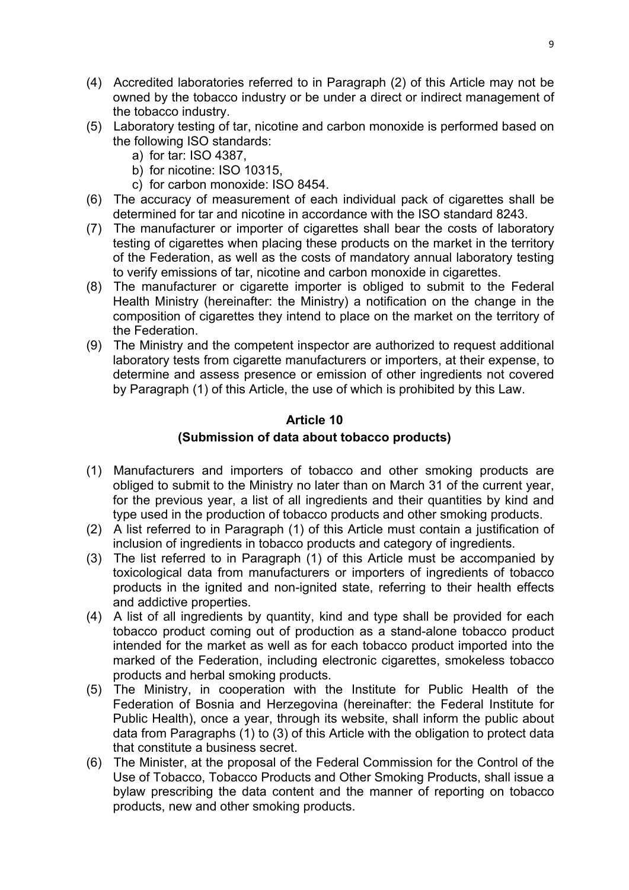(4) Accredited laboratories referred to in Paragraph (2) of this Article may not be owned by the tobacco industry or be under a direct or indirect management of the tobacco industry.

(5) Laboratory testing of tar, nicotine and carbon monoxide is performed based on the following ISO standards:
   a) for tar: ISO 4387,
   b) for nicotine: ISO 10315,
   c) for carbon monoxide: ISO 8454.

(6) The accuracy of measurement of each individual pack of cigarettes shall be determined for tar and nicotine in accordance with the ISO standard 8243.

(7) The manufacturer or importer of cigarettes shall bear the costs of laboratory testing of cigarettes when placing these products on the market in the territory of the Federation, as well as the costs of mandatory annual laboratory testing to verify emissions of tar, nicotine and carbon monoxide in cigarettes.

(8) The manufacturer or cigarette importer is obliged to submit to the Federal Health Ministry (hereinafter: the Ministry) a notification on the change in the composition of cigarettes they intend to place on the market on the territory of the Federation.

(9) The Ministry and the competent inspector are authorized to request additional laboratory tests from cigarette manufacturers or importers, at their expense, to determine and assess presence or emission of other ingredients not covered by Paragraph (1) of this Article, the use of which is prohibited by this Law.

### Article 10
### (Submission of data about tobacco products)

(1) Manufacturers and importers of tobacco and other smoking products are obliged to submit to the Ministry no later than on March 31 of the current year, for the previous year, a list of all ingredients and their quantities by kind and type used in the production of tobacco products and other smoking products.

(2) A list referred to in Paragraph (1) of this Article must contain a justification of inclusion of ingredients in tobacco products and category of ingredients.

(3) The list referred to in Paragraph (1) of this Article must be accompanied by toxicological data from manufacturers or importers of ingredients of tobacco products in the ignited and non-ignited state, referring to their health effects and addictive properties.

(4) A list of all ingredients by quantity, kind and type shall be provided for each tobacco product coming out of production as a stand-alone tobacco product intended for the market as well as for each tobacco product imported into the marked of the Federation, including electronic cigarettes, smokeless tobacco products and herbal smoking products.

(5) The Ministry, in cooperation with the Institute for Public Health of the Federation of Bosnia and Herzegovina (hereinafter: the Federal Institute for Public Health), once a year, through its website, shall inform the public about data from Paragraphs (1) to (3) of this Article with the obligation to protect data that constitute a business secret.

(6) The Minister, at the proposal of the Federal Commission for the Control of the Use of Tobacco, Tobacco Products and Other Smoking Products, shall issue a bylaw prescribing the data content and the manner of reporting on tobacco products, new and other smoking products.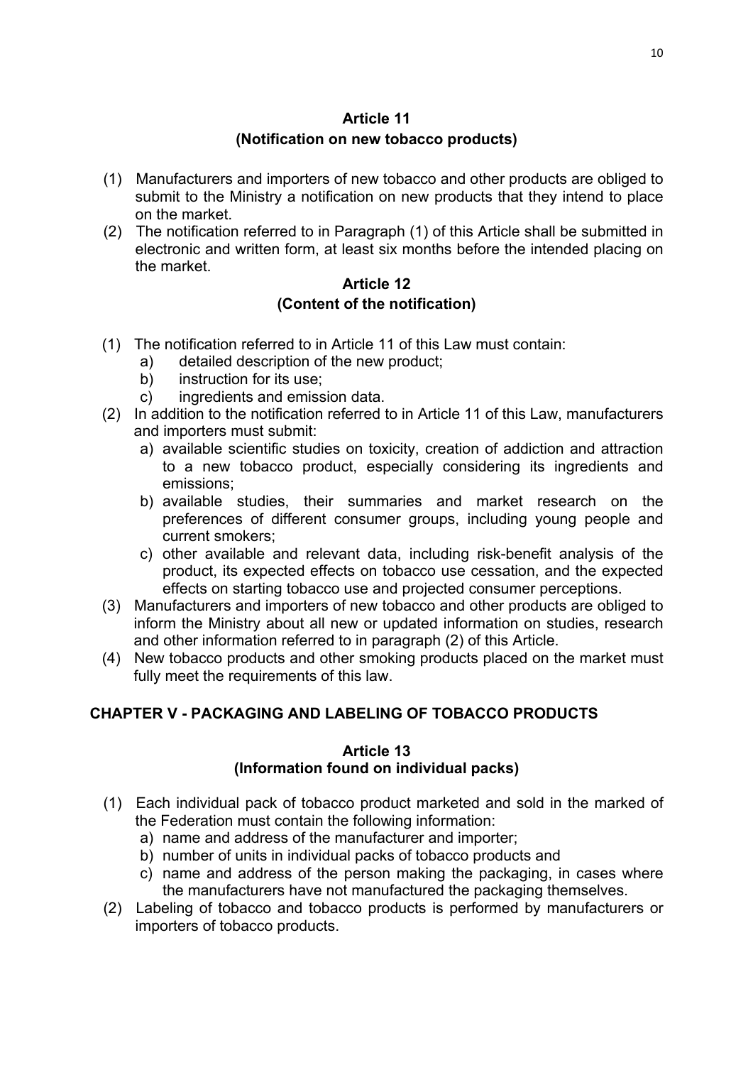## Article 11
## (Notification on new tobacco products)

(1) Manufacturers and importers of new tobacco and other products are obliged to submit to the Ministry a notification on new products that they intend to place on the market.

(2) The notification referred to in Paragraph (1) of this Article shall be submitted in electronic and written form, at least six months before the intended placing on the market.

## Article 12
## (Content of the notification)

(1) The notification referred to in Article 11 of this Law must contain:
   a) detailed description of the new product;
   b) instruction for its use;
   c) ingredients and emission data.

(2) In addition to the notification referred to in Article 11 of this Law, manufacturers and importers must submit:
   a) available scientific studies on toxicity, creation of addiction and attraction to a new tobacco product, especially considering its ingredients and emissions;
   b) available studies, their summaries and market research on the preferences of different consumer groups, including young people and current smokers;
   c) other available and relevant data, including risk-benefit analysis of the product, its expected effects on tobacco use cessation, and the expected effects on starting tobacco use and projected consumer perceptions.

(3) Manufacturers and importers of new tobacco and other products are obliged to inform the Ministry about all new or updated information on studies, research and other information referred to in paragraph (2) of this Article.

(4) New tobacco products and other smoking products placed on the market must fully meet the requirements of this law.

# CHAPTER V - PACKAGING AND LABELING OF TOBACCO PRODUCTS

## Article 13
## (Information found on individual packs)

(1) Each individual pack of tobacco product marketed and sold in the marked of the Federation must contain the following information:
   a) name and address of the manufacturer and importer;
   b) number of units in individual packs of tobacco products and
   c) name and address of the person making the packaging, in cases where the manufacturers have not manufactured the packaging themselves.

(2) Labeling of tobacco and tobacco products is performed by manufacturers or importers of tobacco products.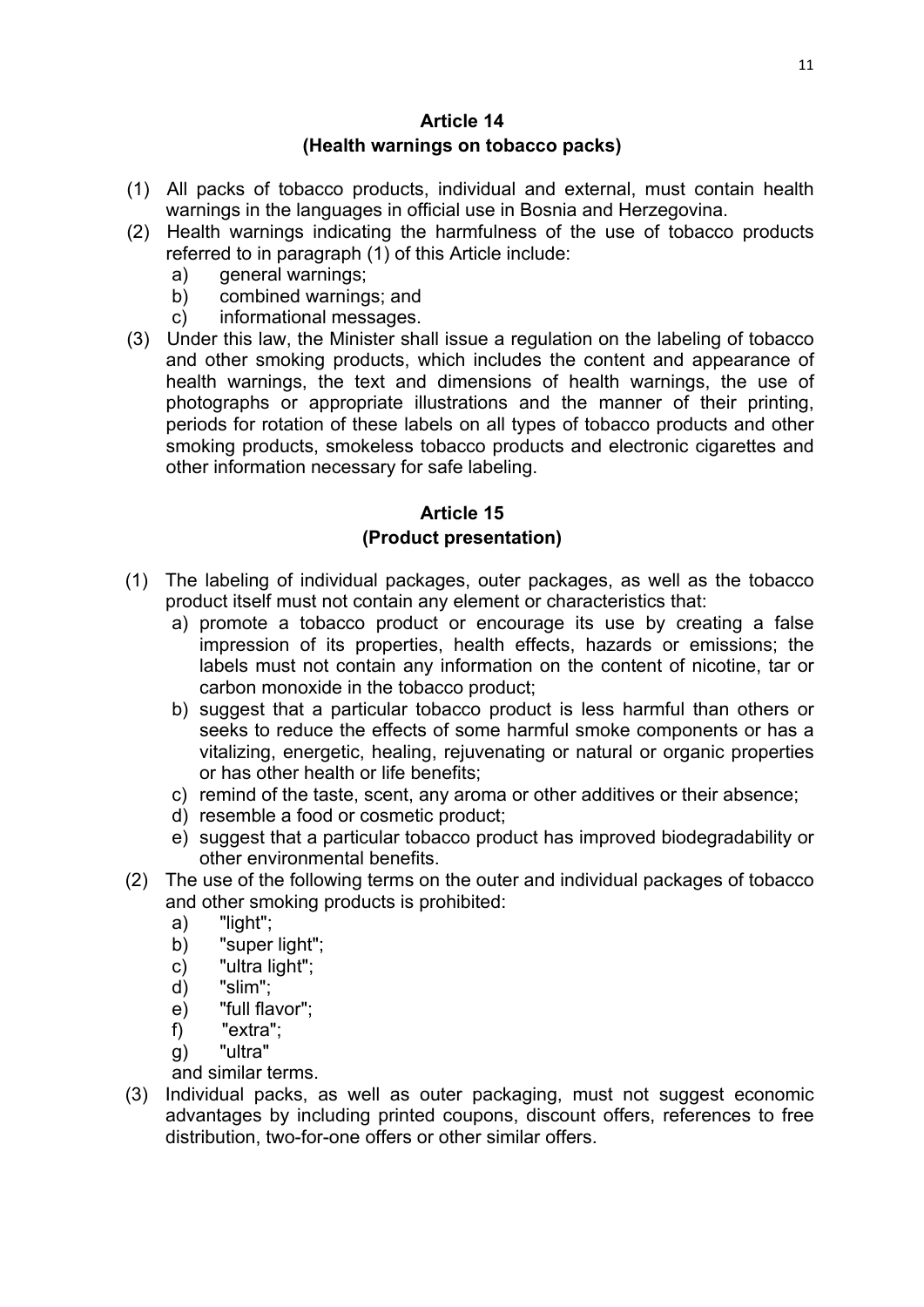## Article 14
## (Health warnings on tobacco packs)

(1) All packs of tobacco products, individual and external, must contain health warnings in the languages in official use in Bosnia and Herzegovina.

(2) Health warnings indicating the harmfulness of the use of tobacco products referred to in paragraph (1) of this Article include:
   a) general warnings;
   b) combined warnings; and
   c) informational messages.

(3) Under this law, the Minister shall issue a regulation on the labeling of tobacco and other smoking products, which includes the content and appearance of health warnings, the text and dimensions of health warnings, the use of photographs or appropriate illustrations and the manner of their printing, periods for rotation of these labels on all types of tobacco products and other smoking products, smokeless tobacco products and electronic cigarettes and other information necessary for safe labeling.

## Article 15
## (Product presentation)

(1) The labeling of individual packages, outer packages, as well as the tobacco product itself must not contain any element or characteristics that:
   a) promote a tobacco product or encourage its use by creating a false impression of its properties, health effects, hazards or emissions; the labels must not contain any information on the content of nicotine, tar or carbon monoxide in the tobacco product;
   b) suggest that a particular tobacco product is less harmful than others or seeks to reduce the effects of some harmful smoke components or has a vitalizing, energetic, healing, rejuvenating or natural or organic properties or has other health or life benefits;
   c) remind of the taste, scent, any aroma or other additives or their absence;
   d) resemble a food or cosmetic product;
   e) suggest that a particular tobacco product has improved biodegradability or other environmental benefits.

(2) The use of the following terms on the outer and individual packages of tobacco and other smoking products is prohibited:
   a) "light";
   b) "super light";
   c) "ultra light";
   d) "slim";
   e) "full flavor";
   f) "extra";
   g) "ultra"
   
   and similar terms.

(3) Individual packs, as well as outer packaging, must not suggest economic advantages by including printed coupons, discount offers, references to free distribution, two-for-one offers or other similar offers.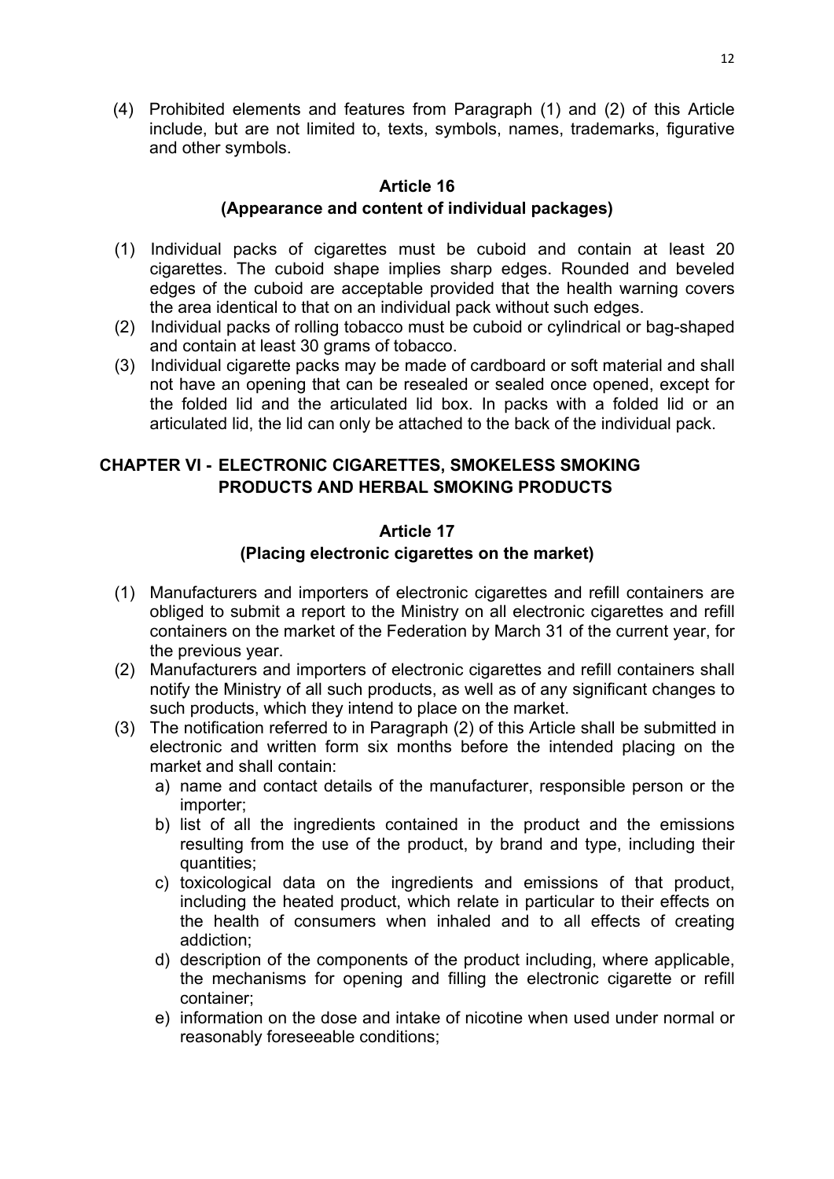(4) Prohibited elements and features from Paragraph (1) and (2) of this Article include, but are not limited to, texts, symbols, names, trademarks, figurative and other symbols.

### Article 16
### (Appearance and content of individual packages)

(1) Individual packs of cigarettes must be cuboid and contain at least 20 cigarettes. The cuboid shape implies sharp edges. Rounded and beveled edges of the cuboid are acceptable provided that the health warning covers the area identical to that on an individual pack without such edges.

(2) Individual packs of rolling tobacco must be cuboid or cylindrical or bag-shaped and contain at least 30 grams of tobacco.

(3) Individual cigarette packs may be made of cardboard or soft material and shall not have an opening that can be resealed or sealed once opened, except for the folded lid and the articulated lid box. In packs with a folded lid or an articulated lid, the lid can only be attached to the back of the individual pack.

## CHAPTER VI - ELECTRONIC CIGARETTES, SMOKELESS SMOKING PRODUCTS AND HERBAL SMOKING PRODUCTS

### Article 17
### (Placing electronic cigarettes on the market)

(1) Manufacturers and importers of electronic cigarettes and refill containers are obliged to submit a report to the Ministry on all electronic cigarettes and refill containers on the market of the Federation by March 31 of the current year, for the previous year.

(2) Manufacturers and importers of electronic cigarettes and refill containers shall notify the Ministry of all such products, as well as of any significant changes to such products, which they intend to place on the market.

(3) The notification referred to in Paragraph (2) of this Article shall be submitted in electronic and written form six months before the intended placing on the market and shall contain:

a) name and contact details of the manufacturer, responsible person or the importer;

b) list of all the ingredients contained in the product and the emissions resulting from the use of the product, by brand and type, including their quantities;

c) toxicological data on the ingredients and emissions of that product, including the heated product, which relate in particular to their effects on the health of consumers when inhaled and to all effects of creating addiction;

d) description of the components of the product including, where applicable, the mechanisms for opening and filling the electronic cigarette or refill container;

e) information on the dose and intake of nicotine when used under normal or reasonably foreseeable conditions;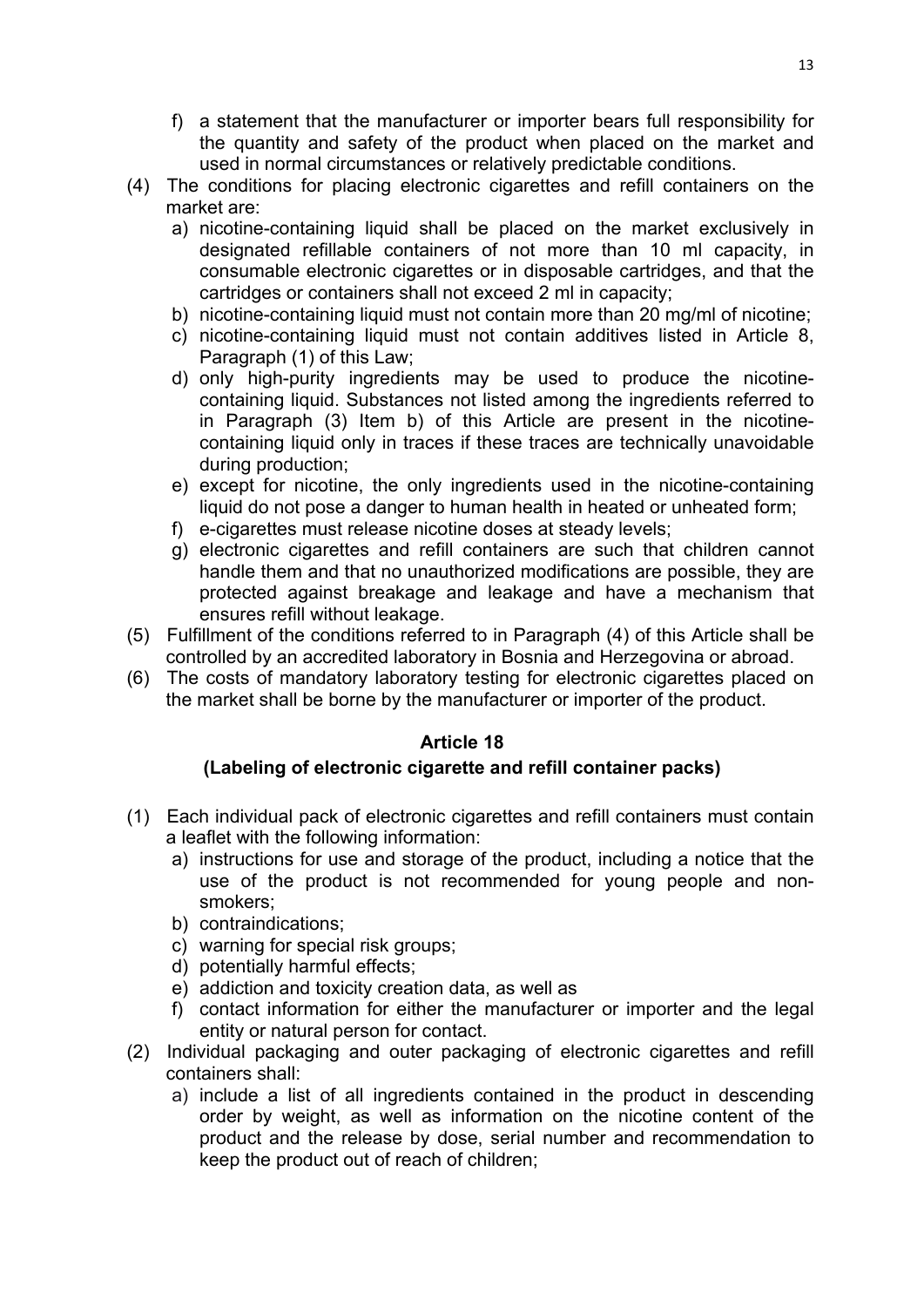f) a statement that the manufacturer or importer bears full responsibility for the quantity and safety of the product when placed on the market and used in normal circumstances or relatively predictable conditions.

(4) The conditions for placing electronic cigarettes and refill containers on the market are:

a) nicotine-containing liquid shall be placed on the market exclusively in designated refillable containers of not more than 10 ml capacity, in consumable electronic cigarettes or in disposable cartridges, and that the cartridges or containers shall not exceed 2 ml in capacity;

b) nicotine-containing liquid must not contain more than 20 mg/ml of nicotine;

c) nicotine-containing liquid must not contain additives listed in Article 8, Paragraph (1) of this Law;

d) only high-purity ingredients may be used to produce the nicotine-containing liquid. Substances not listed among the ingredients referred to in Paragraph (3) Item b) of this Article are present in the nicotine-containing liquid only in traces if these traces are technically unavoidable during production;

e) except for nicotine, the only ingredients used in the nicotine-containing liquid do not pose a danger to human health in heated or unheated form;

f) e-cigarettes must release nicotine doses at steady levels;

g) electronic cigarettes and refill containers are such that children cannot handle them and that no unauthorized modifications are possible, they are protected against breakage and leakage and have a mechanism that ensures refill without leakage.

(5) Fulfillment of the conditions referred to in Paragraph (4) of this Article shall be controlled by an accredited laboratory in Bosnia and Herzegovina or abroad.

(6) The costs of mandatory laboratory testing for electronic cigarettes placed on the market shall be borne by the manufacturer or importer of the product.

### Article 18

### (Labeling of electronic cigarette and refill container packs)

(1) Each individual pack of electronic cigarettes and refill containers must contain a leaflet with the following information:

a) instructions for use and storage of the product, including a notice that the use of the product is not recommended for young people and non-smokers;

b) contraindications;

c) warning for special risk groups;

d) potentially harmful effects;

e) addiction and toxicity creation data, as well as

f) contact information for either the manufacturer or importer and the legal entity or natural person for contact.

(2) Individual packaging and outer packaging of electronic cigarettes and refill containers shall:

a) include a list of all ingredients contained in the product in descending order by weight, as well as information on the nicotine content of the product and the release by dose, serial number and recommendation to keep the product out of reach of children;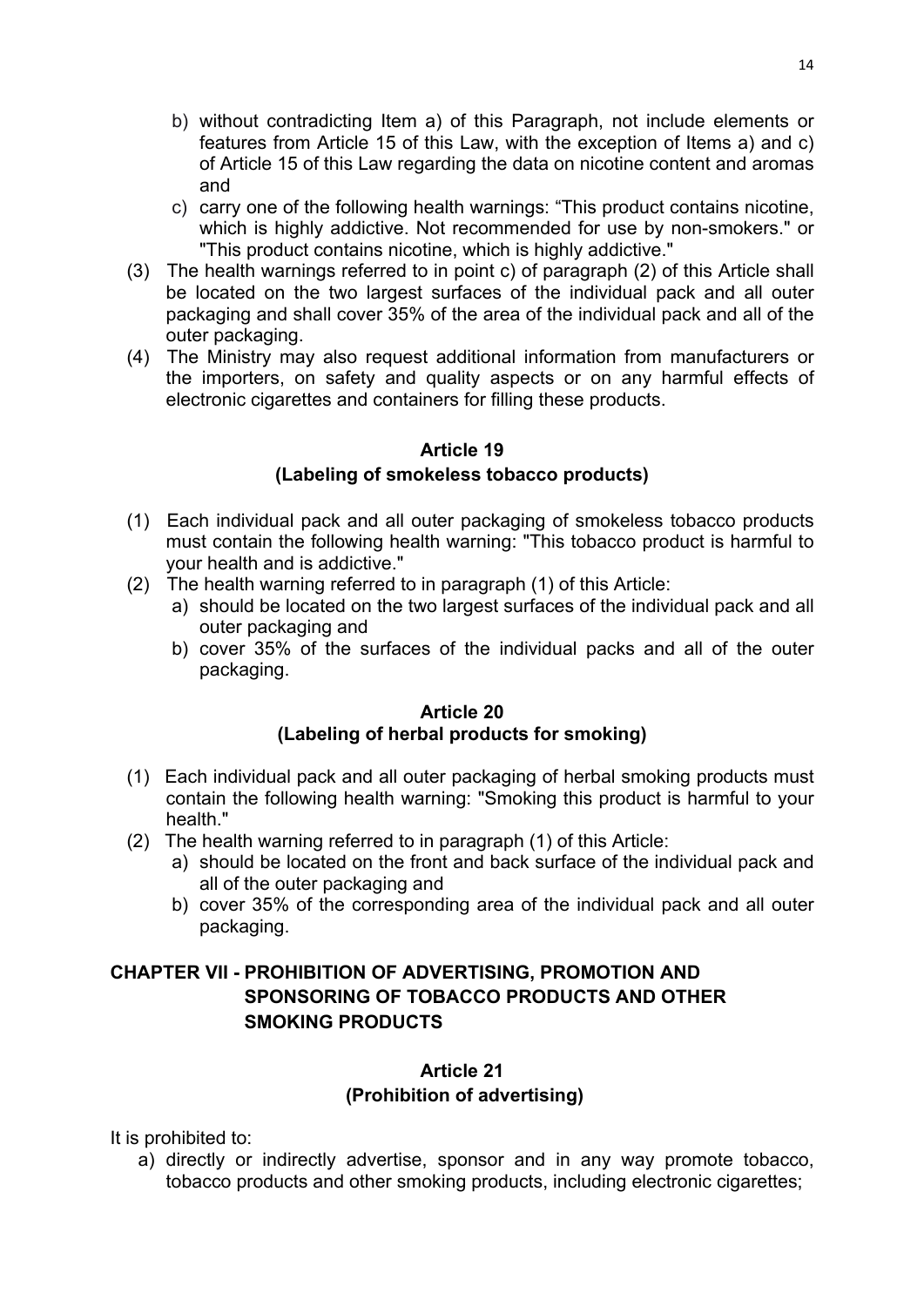b) without contradicting Item a) of this Paragraph, not include elements or features from Article 15 of this Law, with the exception of Items a) and c) of Article 15 of this Law regarding the data on nicotine content and aromas and

c) carry one of the following health warnings: “This product contains nicotine, which is highly addictive. Not recommended for use by non-smokers." or "This product contains nicotine, which is highly addictive."

(3) The health warnings referred to in point c) of paragraph (2) of this Article shall be located on the two largest surfaces of the individual pack and all outer packaging and shall cover 35% of the area of the individual pack and all of the outer packaging.

(4) The Ministry may also request additional information from manufacturers or the importers, on safety and quality aspects or on any harmful effects of electronic cigarettes and containers for filling these products.

### Article 19
### (Labeling of smokeless tobacco products)

(1) Each individual pack and all outer packaging of smokeless tobacco products must contain the following health warning: "This tobacco product is harmful to your health and is addictive."

(2) The health warning referred to in paragraph (1) of this Article:

a) should be located on the two largest surfaces of the individual pack and all outer packaging and

b) cover 35% of the surfaces of the individual packs and all of the outer packaging.

### Article 20
### (Labeling of herbal products for smoking)

(1) Each individual pack and all outer packaging of herbal smoking products must contain the following health warning: "Smoking this product is harmful to your health."

(2) The health warning referred to in paragraph (1) of this Article:

a) should be located on the front and back surface of the individual pack and all of the outer packaging and

b) cover 35% of the corresponding area of the individual pack and all outer packaging.

## CHAPTER VII - PROHIBITION OF ADVERTISING, PROMOTION AND SPONSORING OF TOBACCO PRODUCTS AND OTHER SMOKING PRODUCTS

### Article 21
### (Prohibition of advertising)

It is prohibited to:

a) directly or indirectly advertise, sponsor and in any way promote tobacco, tobacco products and other smoking products, including electronic cigarettes;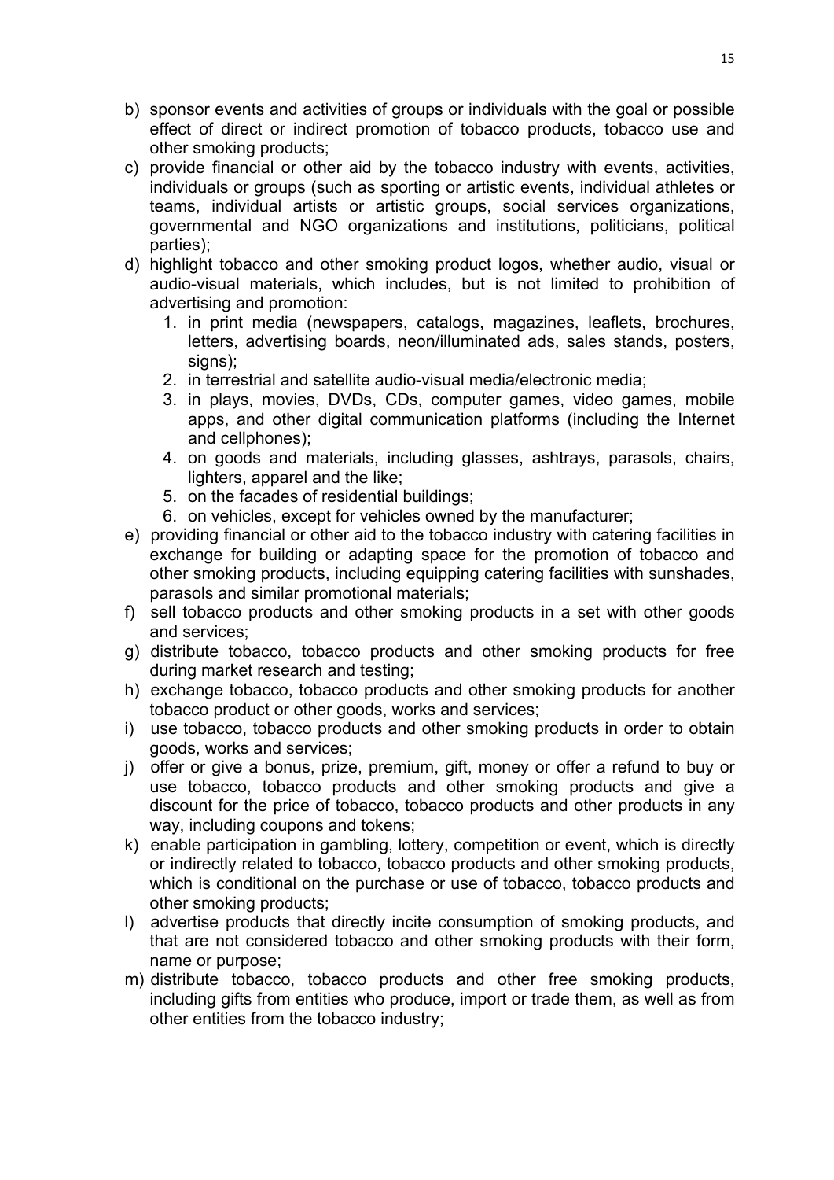b) sponsor events and activities of groups or individuals with the goal or possible effect of direct or indirect promotion of tobacco products, tobacco use and other smoking products;
c) provide financial or other aid by the tobacco industry with events, activities, individuals or groups (such as sporting or artistic events, individual athletes or teams, individual artists or artistic groups, social services organizations, governmental and NGO organizations and institutions, politicians, political parties);
d) highlight tobacco and other smoking product logos, whether audio, visual or audio-visual materials, which includes, but is not limited to prohibition of advertising and promotion:
    1. in print media (newspapers, catalogs, magazines, leaflets, brochures, letters, advertising boards, neon/illuminated ads, sales stands, posters, signs);
    2. in terrestrial and satellite audio-visual media/electronic media;
    3. in plays, movies, DVDs, CDs, computer games, video games, mobile apps, and other digital communication platforms (including the Internet and cellphones);
    4. on goods and materials, including glasses, ashtrays, parasols, chairs, lighters, apparel and the like;
    5. on the facades of residential buildings;
    6. on vehicles, except for vehicles owned by the manufacturer;
e) providing financial or other aid to the tobacco industry with catering facilities in exchange for building or adapting space for the promotion of tobacco and other smoking products, including equipping catering facilities with sunshades, parasols and similar promotional materials;
f) sell tobacco products and other smoking products in a set with other goods and services;
g) distribute tobacco, tobacco products and other smoking products for free during market research and testing;
h) exchange tobacco, tobacco products and other smoking products for another tobacco product or other goods, works and services;
i) use tobacco, tobacco products and other smoking products in order to obtain goods, works and services;
j) offer or give a bonus, prize, premium, gift, money or offer a refund to buy or use tobacco, tobacco products and other smoking products and give a discount for the price of tobacco, tobacco products and other products in any way, including coupons and tokens;
k) enable participation in gambling, lottery, competition or event, which is directly or indirectly related to tobacco, tobacco products and other smoking products, which is conditional on the purchase or use of tobacco, tobacco products and other smoking products;
l) advertise products that directly incite consumption of smoking products, and that are not considered tobacco and other smoking products with their form, name or purpose;
m) distribute tobacco, tobacco products and other free smoking products, including gifts from entities who produce, import or trade them, as well as from other entities from the tobacco industry;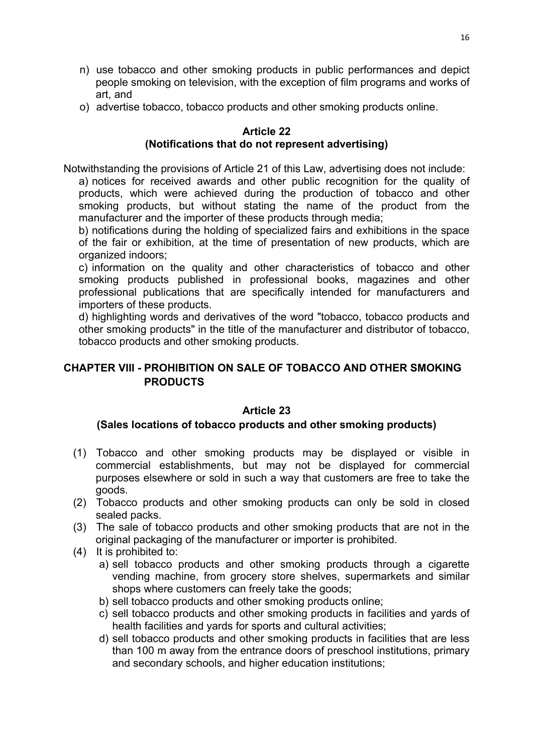n) use tobacco and other smoking products in public performances and depict people smoking on television, with the exception of film programs and works of art, and
o) advertise tobacco, tobacco products and other smoking products online.

### Article 22
### (Notifications that do not represent advertising)

Notwithstanding the provisions of Article 21 of this Law, advertising does not include:

a) notices for received awards and other public recognition for the quality of products, which were achieved during the production of tobacco and other smoking products, but without stating the name of the product from the manufacturer and the importer of these products through media;

b) notifications during the holding of specialized fairs and exhibitions in the space of the fair or exhibition, at the time of presentation of new products, which are organized indoors;

c) information on the quality and other characteristics of tobacco and other smoking products published in professional books, magazines and other professional publications that are specifically intended for manufacturers and importers of these products.

d) highlighting words and derivatives of the word "tobacco, tobacco products and other smoking products" in the title of the manufacturer and distributor of tobacco, tobacco products and other smoking products.

## CHAPTER VIII - PROHIBITION ON SALE OF TOBACCO AND OTHER SMOKING PRODUCTS

### Article 23
### (Sales locations of tobacco products and other smoking products)

(1) Tobacco and other smoking products may be displayed or visible in commercial establishments, but may not be displayed for commercial purposes elsewhere or sold in such a way that customers are free to take the goods.

(2) Tobacco products and other smoking products can only be sold in closed sealed packs.

(3) The sale of tobacco products and other smoking products that are not in the original packaging of the manufacturer or importer is prohibited.

(4) It is prohibited to:

a) sell tobacco products and other smoking products through a cigarette vending machine, from grocery store shelves, supermarkets and similar shops where customers can freely take the goods;
b) sell tobacco products and other smoking products online;
c) sell tobacco products and other smoking products in facilities and yards of health facilities and yards for sports and cultural activities;
d) sell tobacco products and other smoking products in facilities that are less than 100 m away from the entrance doors of preschool institutions, primary and secondary schools, and higher education institutions;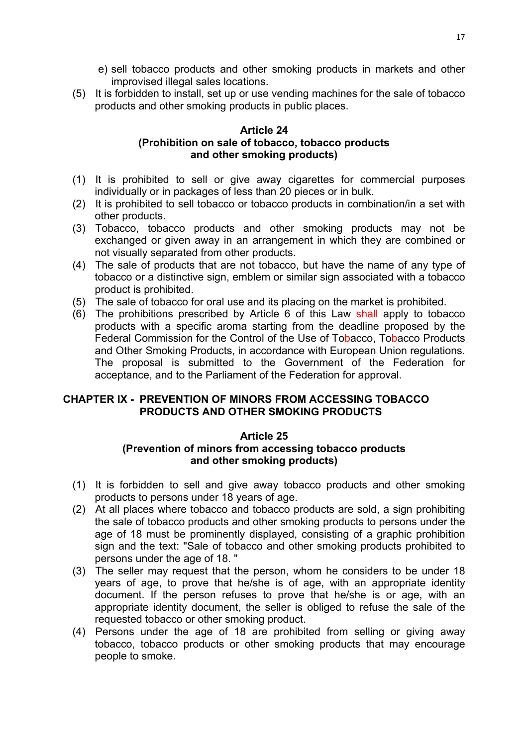e) sell tobacco products and other smoking products in markets and other improvised illegal sales locations.

(5) It is forbidden to install, set up or use vending machines for the sale of tobacco products and other smoking products in public places.

### Article 24
### (Prohibition on sale of tobacco, tobacco products and other smoking products)

(1) It is prohibited to sell or give away cigarettes for commercial purposes individually or in packages of less than 20 pieces or in bulk.

(2) It is prohibited to sell tobacco or tobacco products in combination/in a set with other products.

(3) Tobacco, tobacco products and other smoking products may not be exchanged or given away in an arrangement in which they are combined or not visually separated from other products.

(4) The sale of products that are not tobacco, but have the name of any type of tobacco or a distinctive sign, emblem or similar sign associated with a tobacco product is prohibited.

(5) The sale of tobacco for oral use and its placing on the market is prohibited.

(6) The prohibitions prescribed by Article 6 of this Law shall apply to tobacco products with a specific aroma starting from the deadline proposed by the Federal Commission for the Control of the Use of Tobacco, Tobacco Products and Other Smoking Products, in accordance with European Union regulations. The proposal is submitted to the Government of the Federation for acceptance, and to the Parliament of the Federation for approval.

## CHAPTER IX - PREVENTION OF MINORS FROM ACCESSING TOBACCO PRODUCTS AND OTHER SMOKING PRODUCTS

### Article 25
### (Prevention of minors from accessing tobacco products and other smoking products)

(1) It is forbidden to sell and give away tobacco products and other smoking products to persons under 18 years of age.

(2) At all places where tobacco and tobacco products are sold, a sign prohibiting the sale of tobacco products and other smoking products to persons under the age of 18 must be prominently displayed, consisting of a graphic prohibition sign and the text: "Sale of tobacco and other smoking products prohibited to persons under the age of 18. "

(3) The seller may request that the person, whom he considers to be under 18 years of age, to prove that he/she is of age, with an appropriate identity document. If the person refuses to prove that he/she is or age, with an appropriate identity document, the seller is obliged to refuse the sale of the requested tobacco or other smoking product.

(4) Persons under the age of 18 are prohibited from selling or giving away tobacco, tobacco products or other smoking products that may encourage people to smoke.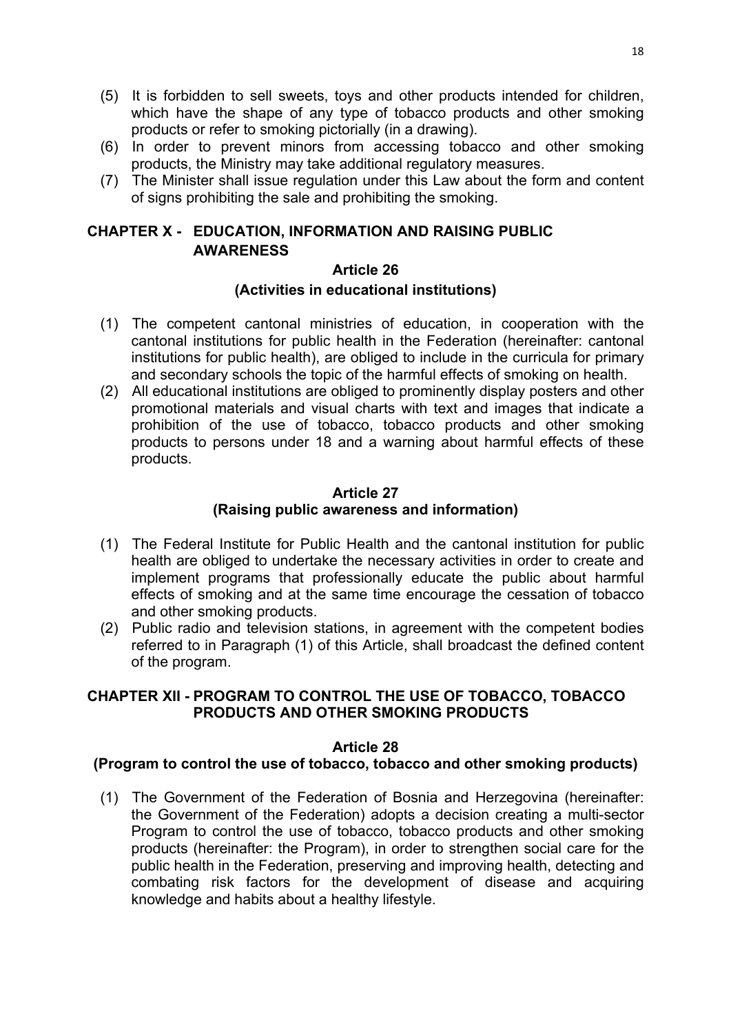(5) It is forbidden to sell sweets, toys and other products intended for children, which have the shape of any type of tobacco products and other smoking products or refer to smoking pictorially (in a drawing).

(6) In order to prevent minors from accessing tobacco and other smoking products, the Ministry may take additional regulatory measures.

(7) The Minister shall issue regulation under this Law about the form and content of signs prohibiting the sale and prohibiting the smoking.

## CHAPTER X - EDUCATION, INFORMATION AND RAISING PUBLIC AWARENESS

### Article 26
### (Activities in educational institutions)

(1) The competent cantonal ministries of education, in cooperation with the cantonal institutions for public health in the Federation (hereinafter: cantonal institutions for public health), are obliged to include in the curricula for primary and secondary schools the topic of the harmful effects of smoking on health.

(2) All educational institutions are obliged to prominently display posters and other promotional materials and visual charts with text and images that indicate a prohibition of the use of tobacco, tobacco products and other smoking products to persons under 18 and a warning about harmful effects of these products.

### Article 27
### (Raising public awareness and information)

(1) The Federal Institute for Public Health and the cantonal institution for public health are obliged to undertake the necessary activities in order to create and implement programs that professionally educate the public about harmful effects of smoking and at the same time encourage the cessation of tobacco and other smoking products.

(2) Public radio and television stations, in agreement with the competent bodies referred to in Paragraph (1) of this Article, shall broadcast the defined content of the program.

## CHAPTER XII - PROGRAM TO CONTROL THE USE OF TOBACCO, TOBACCO PRODUCTS AND OTHER SMOKING PRODUCTS

### Article 28
### (Program to control the use of tobacco, tobacco and other smoking products)

(1) The Government of the Federation of Bosnia and Herzegovina (hereinafter: the Government of the Federation) adopts a decision creating a multi-sector Program to control the use of tobacco, tobacco products and other smoking products (hereinafter: the Program), in order to strengthen social care for the public health in the Federation, preserving and improving health, detecting and combating risk factors for the development of disease and acquiring knowledge and habits about a healthy lifestyle.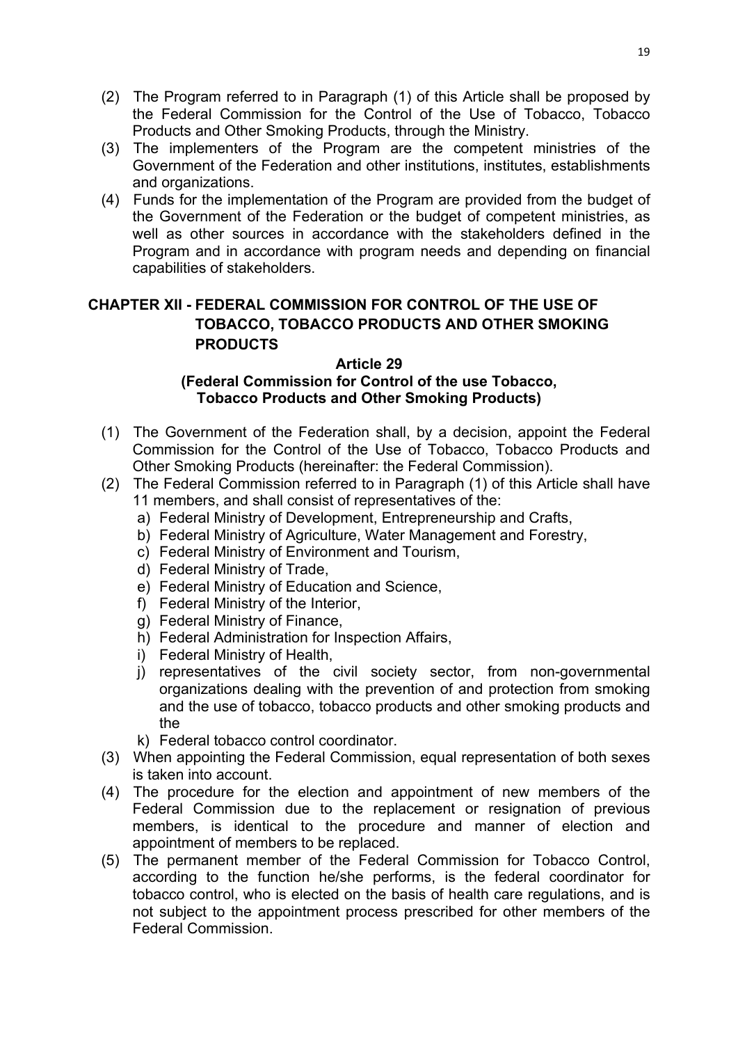(2) The Program referred to in Paragraph (1) of this Article shall be proposed by the Federal Commission for the Control of the Use of Tobacco, Tobacco Products and Other Smoking Products, through the Ministry.

(3) The implementers of the Program are the competent ministries of the Government of the Federation and other institutions, institutes, establishments and organizations.

(4) Funds for the implementation of the Program are provided from the budget of the Government of the Federation or the budget of competent ministries, as well as other sources in accordance with the stakeholders defined in the Program and in accordance with program needs and depending on financial capabilities of stakeholders.

## CHAPTER XII - FEDERAL COMMISSION FOR CONTROL OF THE USE OF TOBACCO, TOBACCO PRODUCTS AND OTHER SMOKING PRODUCTS

### Article 29
### (Federal Commission for Control of the use Tobacco, Tobacco Products and Other Smoking Products)

(1) The Government of the Federation shall, by a decision, appoint the Federal Commission for the Control of the Use of Tobacco, Tobacco Products and Other Smoking Products (hereinafter: the Federal Commission).

(2) The Federal Commission referred to in Paragraph (1) of this Article shall have 11 members, and shall consist of representatives of the:

a) Federal Ministry of Development, Entrepreneurship and Crafts,
b) Federal Ministry of Agriculture, Water Management and Forestry,
c) Federal Ministry of Environment and Tourism,
d) Federal Ministry of Trade,
e) Federal Ministry of Education and Science,
f) Federal Ministry of the Interior,
g) Federal Ministry of Finance,
h) Federal Administration for Inspection Affairs,
i) Federal Ministry of Health,
j) representatives of the civil society sector, from non-governmental organizations dealing with the prevention of and protection from smoking and the use of tobacco, tobacco products and other smoking products and the
k) Federal tobacco control coordinator.

(3) When appointing the Federal Commission, equal representation of both sexes is taken into account.

(4) The procedure for the election and appointment of new members of the Federal Commission due to the replacement or resignation of previous members, is identical to the procedure and manner of election and appointment of members to be replaced.

(5) The permanent member of the Federal Commission for Tobacco Control, according to the function he/she performs, is the federal coordinator for tobacco control, who is elected on the basis of health care regulations, and is not subject to the appointment process prescribed for other members of the Federal Commission.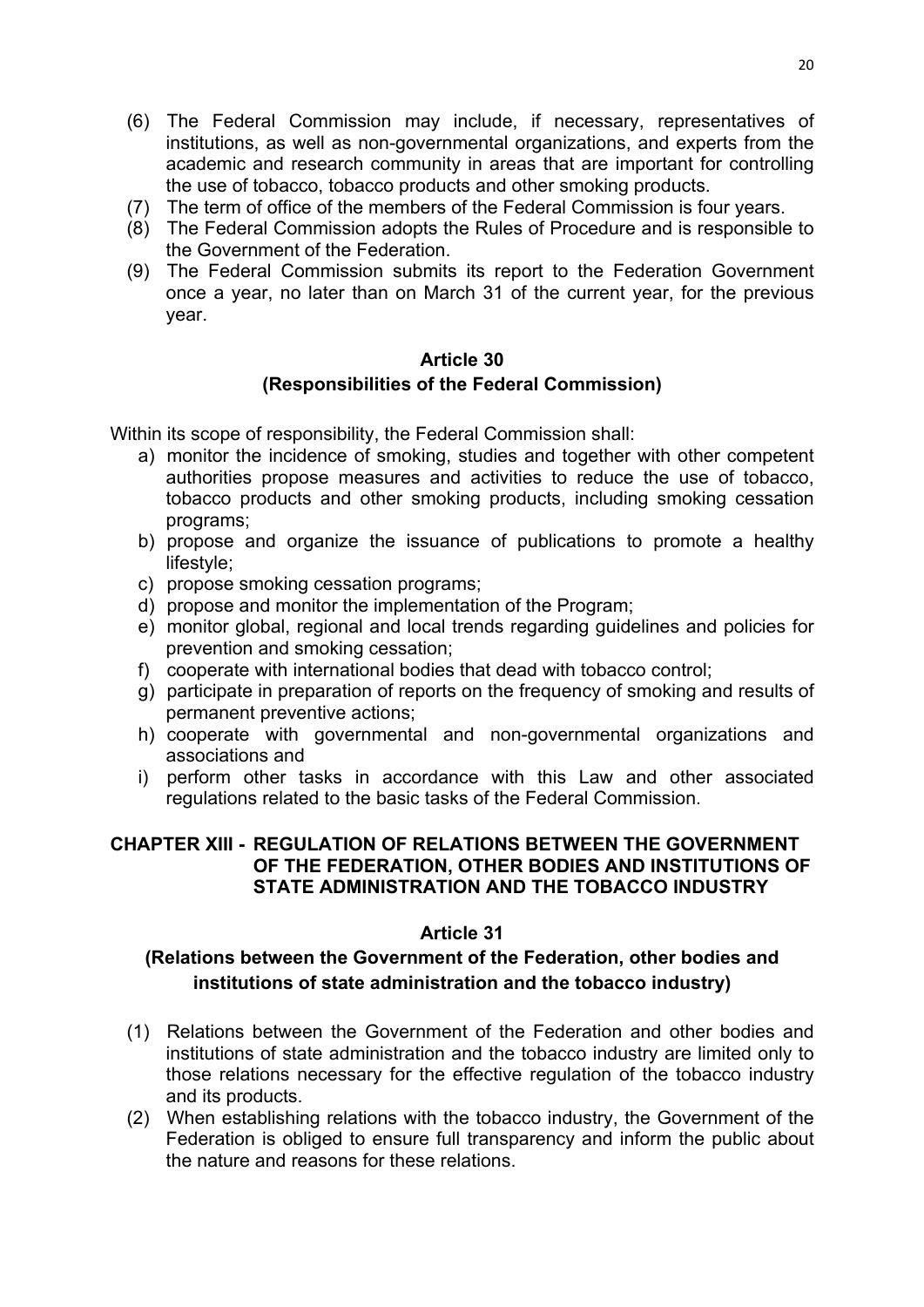(6) The Federal Commission may include, if necessary, representatives of institutions, as well as non-governmental organizations, and experts from the academic and research community in areas that are important for controlling the use of tobacco, tobacco products and other smoking products.

(7) The term of office of the members of the Federal Commission is four years.

(8) The Federal Commission adopts the Rules of Procedure and is responsible to the Government of the Federation.

(9) The Federal Commission submits its report to the Federation Government once a year, no later than on March 31 of the current year, for the previous year.

**Article 30**

**(Responsibilities of the Federal Commission)**

Within its scope of responsibility, the Federal Commission shall:

a) monitor the incidence of smoking, studies and together with other competent authorities propose measures and activities to reduce the use of tobacco, tobacco products and other smoking products, including smoking cessation programs;
b) propose and organize the issuance of publications to promote a healthy lifestyle;
c) propose smoking cessation programs;
d) propose and monitor the implementation of the Program;
e) monitor global, regional and local trends regarding guidelines and policies for prevention and smoking cessation;
f) cooperate with international bodies that dead with tobacco control;
g) participate in preparation of reports on the frequency of smoking and results of permanent preventive actions;
h) cooperate with governmental and non-governmental organizations and associations and
i) perform other tasks in accordance with this Law and other associated regulations related to the basic tasks of the Federal Commission.

## CHAPTER XIII - REGULATION OF RELATIONS BETWEEN THE GOVERNMENT OF THE FEDERATION, OTHER BODIES AND INSTITUTIONS OF STATE ADMINISTRATION AND THE TOBACCO INDUSTRY

**Article 31**

**(Relations between the Government of the Federation, other bodies and institutions of state administration and the tobacco industry)**

(1) Relations between the Government of the Federation and other bodies and institutions of state administration and the tobacco industry are limited only to those relations necessary for the effective regulation of the tobacco industry and its products.

(2) When establishing relations with the tobacco industry, the Government of the Federation is obliged to ensure full transparency and inform the public about the nature and reasons for these relations.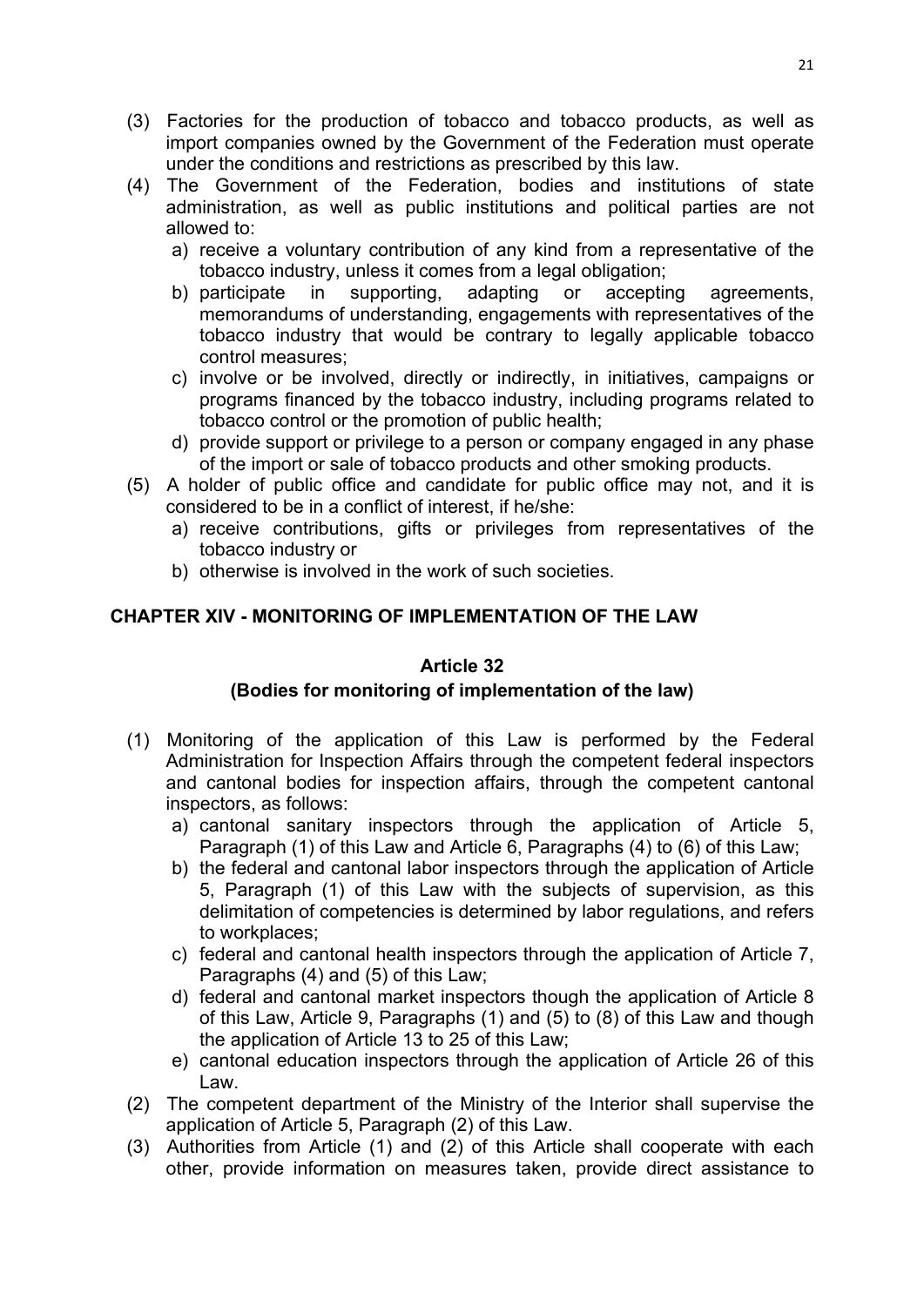(3) Factories for the production of tobacco and tobacco products, as well as import companies owned by the Government of the Federation must operate under the conditions and restrictions as prescribed by this law.

(4) The Government of the Federation, bodies and institutions of state administration, as well as public institutions and political parties are not allowed to:
   a) receive a voluntary contribution of any kind from a representative of the tobacco industry, unless it comes from a legal obligation;
   b) participate in supporting, adapting or accepting agreements, memorandums of understanding, engagements with representatives of the tobacco industry that would be contrary to legally applicable tobacco control measures;
   c) involve or be involved, directly or indirectly, in initiatives, campaigns or programs financed by the tobacco industry, including programs related to tobacco control or the promotion of public health;
   d) provide support or privilege to a person or company engaged in any phase of the import or sale of tobacco products and other smoking products.

(5) A holder of public office and candidate for public office may not, and it is considered to be in a conflict of interest, if he/she:
   a) receive contributions, gifts or privileges from representatives of the tobacco industry or
   b) otherwise is involved in the work of such societies.

## CHAPTER XIV - MONITORING OF IMPLEMENTATION OF THE LAW

### Article 32
### (Bodies for monitoring of implementation of the law)

(1) Monitoring of the application of this Law is performed by the Federal Administration for Inspection Affairs through the competent federal inspectors and cantonal bodies for inspection affairs, through the competent cantonal inspectors, as follows:
   a) cantonal sanitary inspectors through the application of Article 5, Paragraph (1) of this Law and Article 6, Paragraphs (4) to (6) of this Law;
   b) the federal and cantonal labor inspectors through the application of Article 5, Paragraph (1) of this Law with the subjects of supervision, as this delimitation of competencies is determined by labor regulations, and refers to workplaces;
   c) federal and cantonal health inspectors through the application of Article 7, Paragraphs (4) and (5) of this Law;
   d) federal and cantonal market inspectors though the application of Article 8 of this Law, Article 9, Paragraphs (1) and (5) to (8) of this Law and though the application of Article 13 to 25 of this Law;
   e) cantonal education inspectors through the application of Article 26 of this Law.

(2) The competent department of the Ministry of the Interior shall supervise the application of Article 5, Paragraph (2) of this Law.

(3) Authorities from Article (1) and (2) of this Article shall cooperate with each other, provide information on measures taken, provide direct assistance to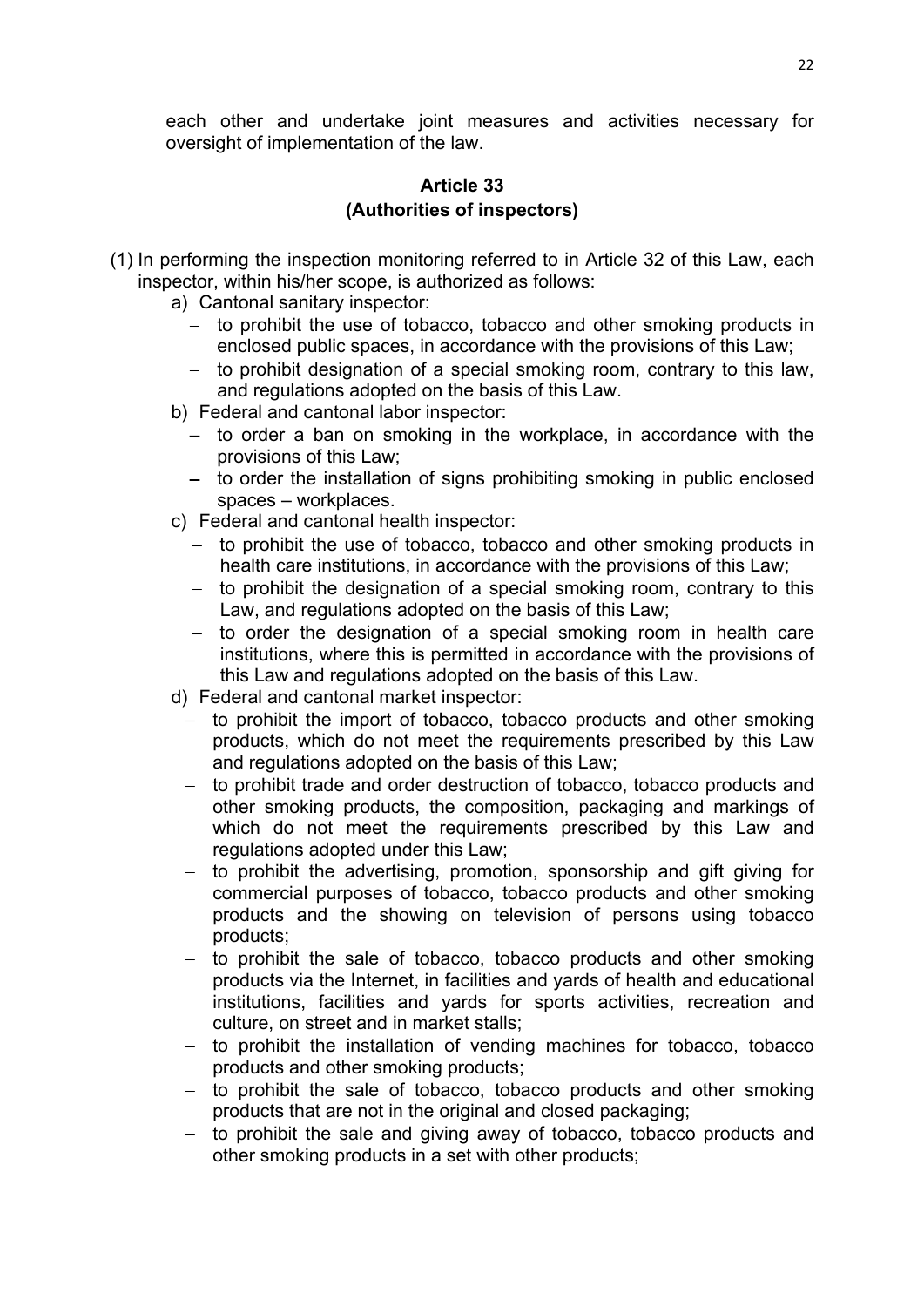each other and undertake joint measures and activities necessary for oversight of implementation of the law.

### Article 33
### (Authorities of inspectors)

(1) In performing the inspection monitoring referred to in Article 32 of this Law, each inspector, within his/her scope, is authorized as follows:

a) Cantonal sanitary inspector:
   - to prohibit the use of tobacco, tobacco and other smoking products in enclosed public spaces, in accordance with the provisions of this Law;
   - to prohibit designation of a special smoking room, contrary to this law, and regulations adopted on the basis of this Law.

b) Federal and cantonal labor inspector:
   - to order a ban on smoking in the workplace, in accordance with the provisions of this Law;
   - to order the installation of signs prohibiting smoking in public enclosed spaces – workplaces.

c) Federal and cantonal health inspector:
   - to prohibit the use of tobacco, tobacco and other smoking products in health care institutions, in accordance with the provisions of this Law;
   - to prohibit the designation of a special smoking room, contrary to this Law, and regulations adopted on the basis of this Law;
   - to order the designation of a special smoking room in health care institutions, where this is permitted in accordance with the provisions of this Law and regulations adopted on the basis of this Law.

d) Federal and cantonal market inspector:
   - to prohibit the import of tobacco, tobacco products and other smoking products, which do not meet the requirements prescribed by this Law and regulations adopted on the basis of this Law;
   - to prohibit trade and order destruction of tobacco, tobacco products and other smoking products, the composition, packaging and markings of which do not meet the requirements prescribed by this Law and regulations adopted under this Law;
   - to prohibit the advertising, promotion, sponsorship and gift giving for commercial purposes of tobacco, tobacco products and other smoking products and the showing on television of persons using tobacco products;
   - to prohibit the sale of tobacco, tobacco products and other smoking products via the Internet, in facilities and yards of health and educational institutions, facilities and yards for sports activities, recreation and culture, on street and in market stalls;
   - to prohibit the installation of vending machines for tobacco, tobacco products and other smoking products;
   - to prohibit the sale of tobacco, tobacco products and other smoking products that are not in the original and closed packaging;
   - to prohibit the sale and giving away of tobacco, tobacco products and other smoking products in a set with other products;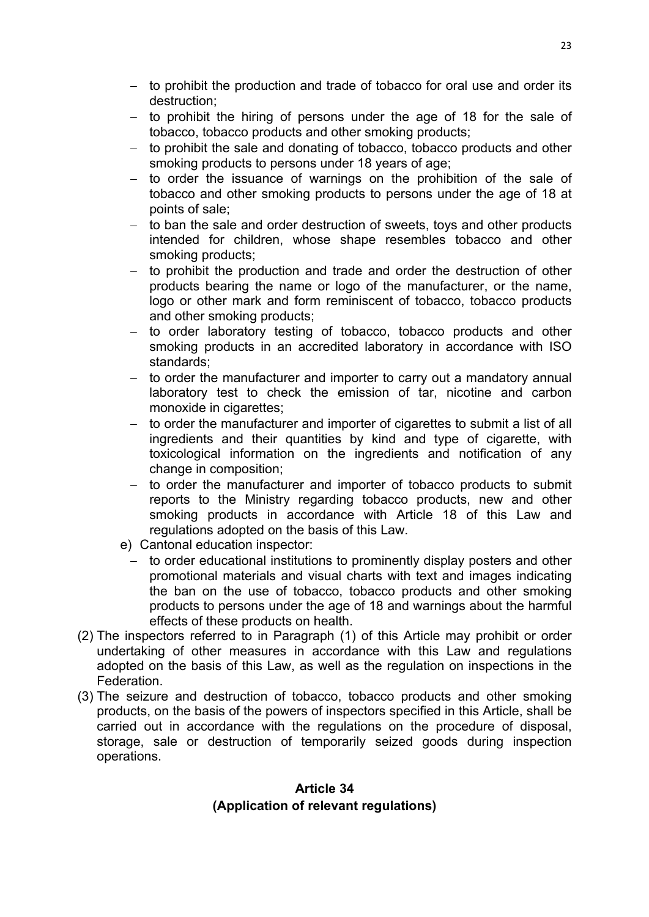- to prohibit the production and trade of tobacco for oral use and order its destruction;
   - to prohibit the hiring of persons under the age of 18 for the sale of tobacco, tobacco products and other smoking products;
   - to prohibit the sale and donating of tobacco, tobacco products and other smoking products to persons under 18 years of age;
   - to order the issuance of warnings on the prohibition of the sale of tobacco and other smoking products to persons under the age of 18 at points of sale;
   - to ban the sale and order destruction of sweets, toys and other products intended for children, whose shape resembles tobacco and other smoking products;
   - to prohibit the production and trade and order the destruction of other products bearing the name or logo of the manufacturer, or the name, logo or other mark and form reminiscent of tobacco, tobacco products and other smoking products;
   - to order laboratory testing of tobacco, tobacco products and other smoking products in an accredited laboratory in accordance with ISO standards;
   - to order the manufacturer and importer to carry out a mandatory annual laboratory test to check the emission of tar, nicotine and carbon monoxide in cigarettes;
   - to order the manufacturer and importer of cigarettes to submit a list of all ingredients and their quantities by kind and type of cigarette, with toxicological information on the ingredients and notification of any change in composition;
   - to order the manufacturer and importer of tobacco products to submit reports to the Ministry regarding tobacco products, new and other smoking products in accordance with Article 18 of this Law and regulations adopted on the basis of this Law.

e) Cantonal education inspector:
   - to order educational institutions to prominently display posters and other promotional materials and visual charts with text and images indicating the ban on the use of tobacco, tobacco products and other smoking products to persons under the age of 18 and warnings about the harmful effects of these products on health.

(2) The inspectors referred to in Paragraph (1) of this Article may prohibit or order undertaking of other measures in accordance with this Law and regulations adopted on the basis of this Law, as well as the regulation on inspections in the Federation.

(3) The seizure and destruction of tobacco, tobacco products and other smoking products, on the basis of the powers of inspectors specified in this Article, shall be carried out in accordance with the regulations on the procedure of disposal, storage, sale or destruction of temporarily seized goods during inspection operations.

**Article 34**
**(Application of relevant regulations)**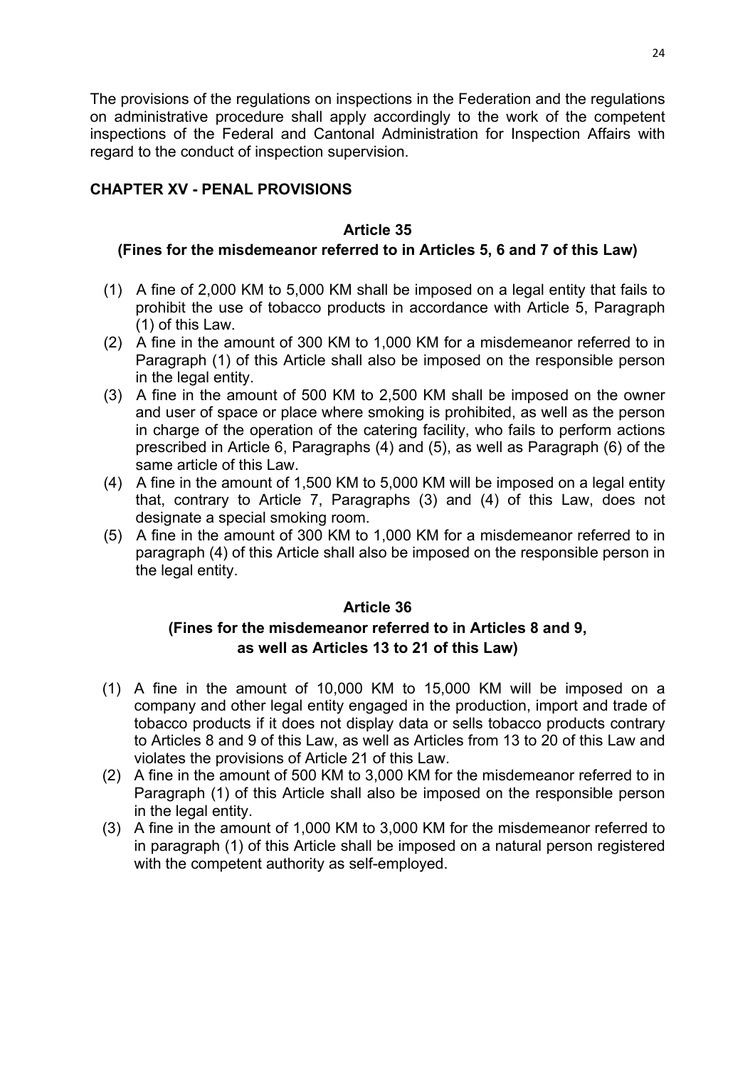The provisions of the regulations on inspections in the Federation and the regulations on administrative procedure shall apply accordingly to the work of the competent inspections of the Federal and Cantonal Administration for Inspection Affairs with regard to the conduct of inspection supervision.

## CHAPTER XV - PENAL PROVISIONS

### Article 35
### (Fines for the misdemeanor referred to in Articles 5, 6 and 7 of this Law)

(1) A fine of 2,000 KM to 5,000 KM shall be imposed on a legal entity that fails to prohibit the use of tobacco products in accordance with Article 5, Paragraph (1) of this Law.

(2) A fine in the amount of 300 KM to 1,000 KM for a misdemeanor referred to in Paragraph (1) of this Article shall also be imposed on the responsible person in the legal entity.

(3) A fine in the amount of 500 KM to 2,500 KM shall be imposed on the owner and user of space or place where smoking is prohibited, as well as the person in charge of the operation of the catering facility, who fails to perform actions prescribed in Article 6, Paragraphs (4) and (5), as well as Paragraph (6) of the same article of this Law.

(4) A fine in the amount of 1,500 KM to 5,000 KM will be imposed on a legal entity that, contrary to Article 7, Paragraphs (3) and (4) of this Law, does not designate a special smoking room.

(5) A fine in the amount of 300 KM to 1,000 KM for a misdemeanor referred to in paragraph (4) of this Article shall also be imposed on the responsible person in the legal entity.

### Article 36
### (Fines for the misdemeanor referred to in Articles 8 and 9, as well as Articles 13 to 21 of this Law)

(1) A fine in the amount of 10,000 KM to 15,000 KM will be imposed on a company and other legal entity engaged in the production, import and trade of tobacco products if it does not display data or sells tobacco products contrary to Articles 8 and 9 of this Law, as well as Articles from 13 to 20 of this Law and violates the provisions of Article 21 of this Law.

(2) A fine in the amount of 500 KM to 3,000 KM for the misdemeanor referred to in Paragraph (1) of this Article shall also be imposed on the responsible person in the legal entity.

(3) A fine in the amount of 1,000 KM to 3,000 KM for the misdemeanor referred to in paragraph (1) of this Article shall be imposed on a natural person registered with the competent authority as self-employed.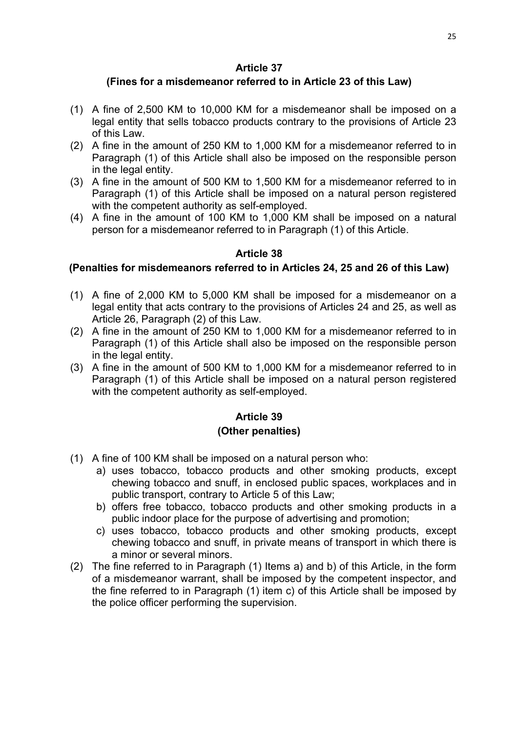## Article 37
## (Fines for a misdemeanor referred to in Article 23 of this Law)

(1) A fine of 2,500 KM to 10,000 KM for a misdemeanor shall be imposed on a legal entity that sells tobacco products contrary to the provisions of Article 23 of this Law.

(2) A fine in the amount of 250 KM to 1,000 KM for a misdemeanor referred to in Paragraph (1) of this Article shall also be imposed on the responsible person in the legal entity.

(3) A fine in the amount of 500 KM to 1,500 KM for a misdemeanor referred to in Paragraph (1) of this Article shall be imposed on a natural person registered with the competent authority as self-employed.

(4) A fine in the amount of 100 KM to 1,000 KM shall be imposed on a natural person for a misdemeanor referred to in Paragraph (1) of this Article.

## Article 38
## (Penalties for misdemeanors referred to in Articles 24, 25 and 26 of this Law)

(1) A fine of 2,000 KM to 5,000 KM shall be imposed for a misdemeanor on a legal entity that acts contrary to the provisions of Articles 24 and 25, as well as Article 26, Paragraph (2) of this Law.

(2) A fine in the amount of 250 KM to 1,000 KM for a misdemeanor referred to in Paragraph (1) of this Article shall also be imposed on the responsible person in the legal entity.

(3) A fine in the amount of 500 KM to 1,000 KM for a misdemeanor referred to in Paragraph (1) of this Article shall be imposed on a natural person registered with the competent authority as self-employed.

## Article 39
## (Other penalties)

(1) A fine of 100 KM shall be imposed on a natural person who:
   a) uses tobacco, tobacco products and other smoking products, except chewing tobacco and snuff, in enclosed public spaces, workplaces and in public transport, contrary to Article 5 of this Law;
   b) offers free tobacco, tobacco products and other smoking products in a public indoor place for the purpose of advertising and promotion;
   c) uses tobacco, tobacco products and other smoking products, except chewing tobacco and snuff, in private means of transport in which there is a minor or several minors.

(2) The fine referred to in Paragraph (1) Items a) and b) of this Article, in the form of a misdemeanor warrant, shall be imposed by the competent inspector, and the fine referred to in Paragraph (1) item c) of this Article shall be imposed by the police officer performing the supervision.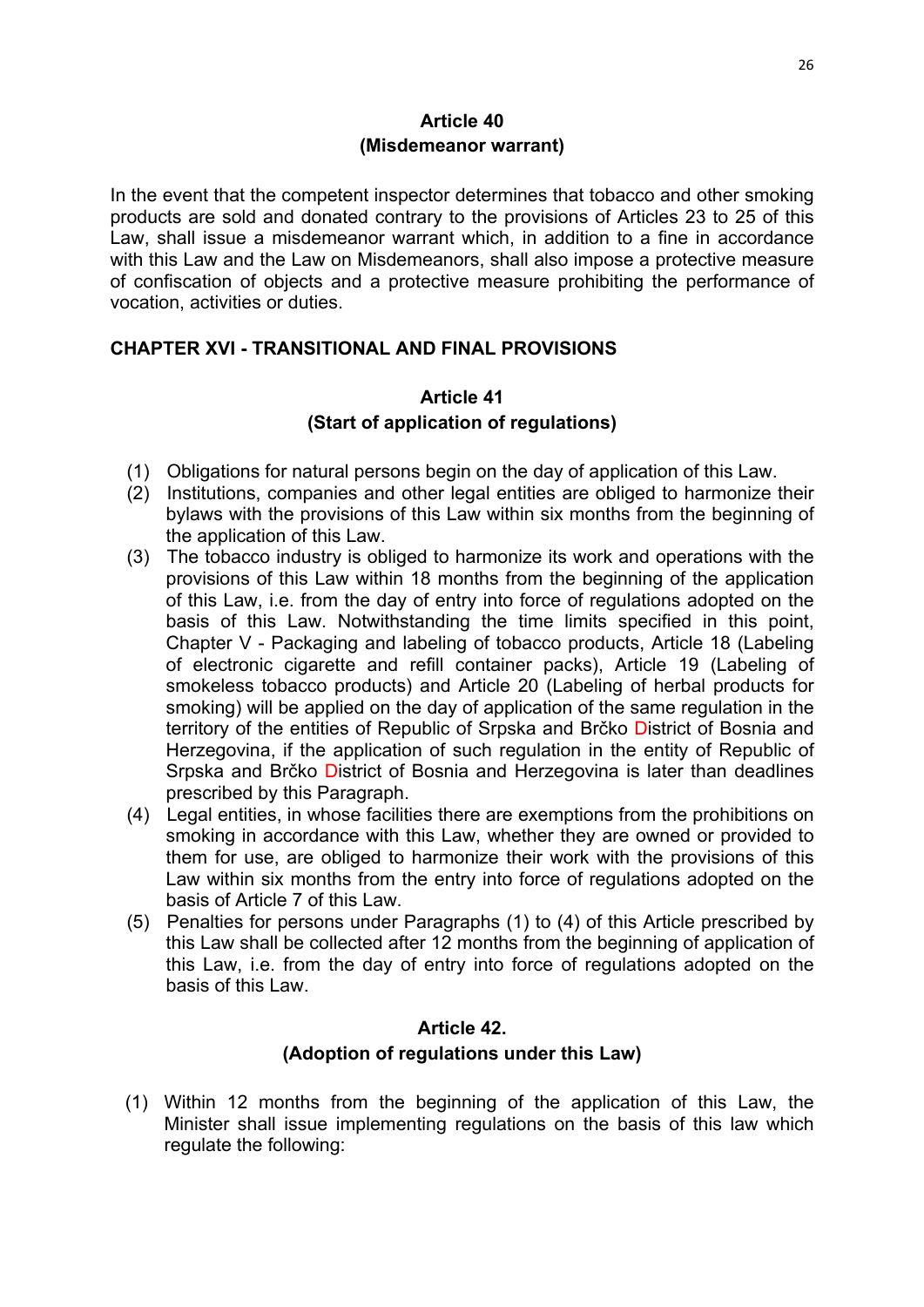### Article 40
### (Misdemeanor warrant)

In the event that the competent inspector determines that tobacco and other smoking products are sold and donated contrary to the provisions of Articles 23 to 25 of this Law, shall issue a misdemeanor warrant which, in addition to a fine in accordance with this Law and the Law on Misdemeanors, shall also impose a protective measure of confiscation of objects and a protective measure prohibiting the performance of vocation, activities or duties.

## CHAPTER XVI - TRANSITIONAL AND FINAL PROVISIONS

### Article 41
### (Start of application of regulations)

(1) Obligations for natural persons begin on the day of application of this Law.

(2) Institutions, companies and other legal entities are obliged to harmonize their bylaws with the provisions of this Law within six months from the beginning of the application of this Law.

(3) The tobacco industry is obliged to harmonize its work and operations with the provisions of this Law within 18 months from the beginning of the application of this Law, i.e. from the day of entry into force of regulations adopted on the basis of this Law. Notwithstanding the time limits specified in this point, Chapter V - Packaging and labeling of tobacco products, Article 18 (Labeling of electronic cigarette and refill container packs), Article 19 (Labeling of smokeless tobacco products) and Article 20 (Labeling of herbal products for smoking) will be applied on the day of application of the same regulation in the territory of the entities of Republic of Srpska and Brčko District of Bosnia and Herzegovina, if the application of such regulation in the entity of Republic of Srpska and Brčko District of Bosnia and Herzegovina is later than deadlines prescribed by this Paragraph.

(4) Legal entities, in whose facilities there are exemptions from the prohibitions on smoking in accordance with this Law, whether they are owned or provided to them for use, are obliged to harmonize their work with the provisions of this Law within six months from the entry into force of regulations adopted on the basis of Article 7 of this Law.

(5) Penalties for persons under Paragraphs (1) to (4) of this Article prescribed by this Law shall be collected after 12 months from the beginning of application of this Law, i.e. from the day of entry into force of regulations adopted on the basis of this Law.

### Article 42.
### (Adoption of regulations under this Law)

(1) Within 12 months from the beginning of the application of this Law, the Minister shall issue implementing regulations on the basis of this law which regulate the following: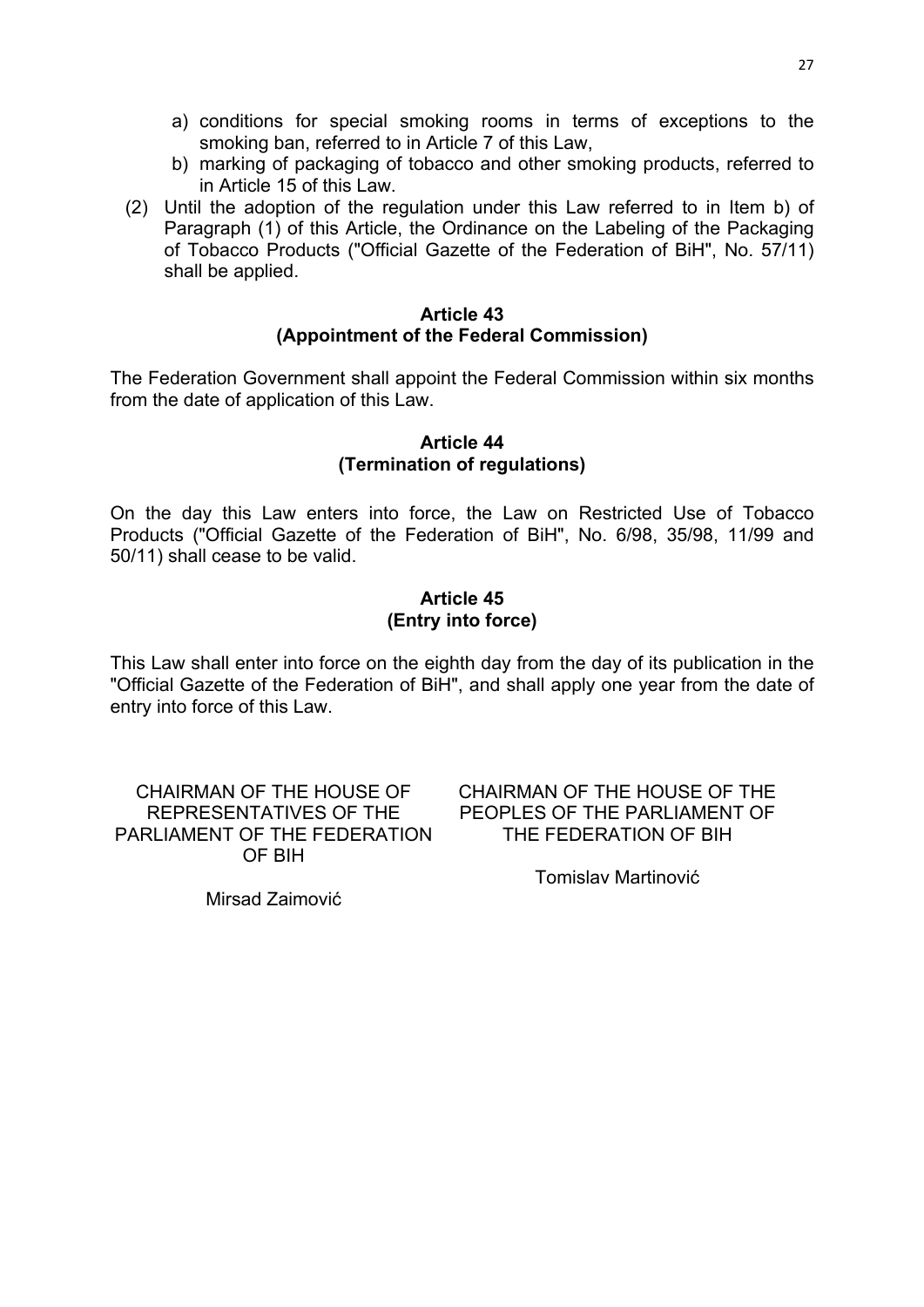a) conditions for special smoking rooms in terms of exceptions to the smoking ban, referred to in Article 7 of this Law,
b) marking of packaging of tobacco and other smoking products, referred to in Article 15 of this Law.

(2) Until the adoption of the regulation under this Law referred to in Item b) of Paragraph (1) of this Article, the Ordinance on the Labeling of the Packaging of Tobacco Products ("Official Gazette of the Federation of BiH", No. 57/11) shall be applied.

**Article 43**
**(Appointment of the Federal Commission)**

The Federation Government shall appoint the Federal Commission within six months from the date of application of this Law.

**Article 44**
**(Termination of regulations)**

On the day this Law enters into force, the Law on Restricted Use of Tobacco Products ("Official Gazette of the Federation of BiH", No. 6/98, 35/98, 11/99 and 50/11) shall cease to be valid.

**Article 45**
**(Entry into force)**

This Law shall enter into force on the eighth day from the day of its publication in the "Official Gazette of the Federation of BiH", and shall apply one year from the date of entry into force of this Law.

CHAIRMAN OF THE HOUSE OF REPRESENTATIVES OF THE PARLIAMENT OF THE FEDERATION OF BIH

Mirsad Zaimović

CHAIRMAN OF THE HOUSE OF THE PEOPLES OF THE PARLIAMENT OF THE FEDERATION OF BIH

Tomislav Martinović